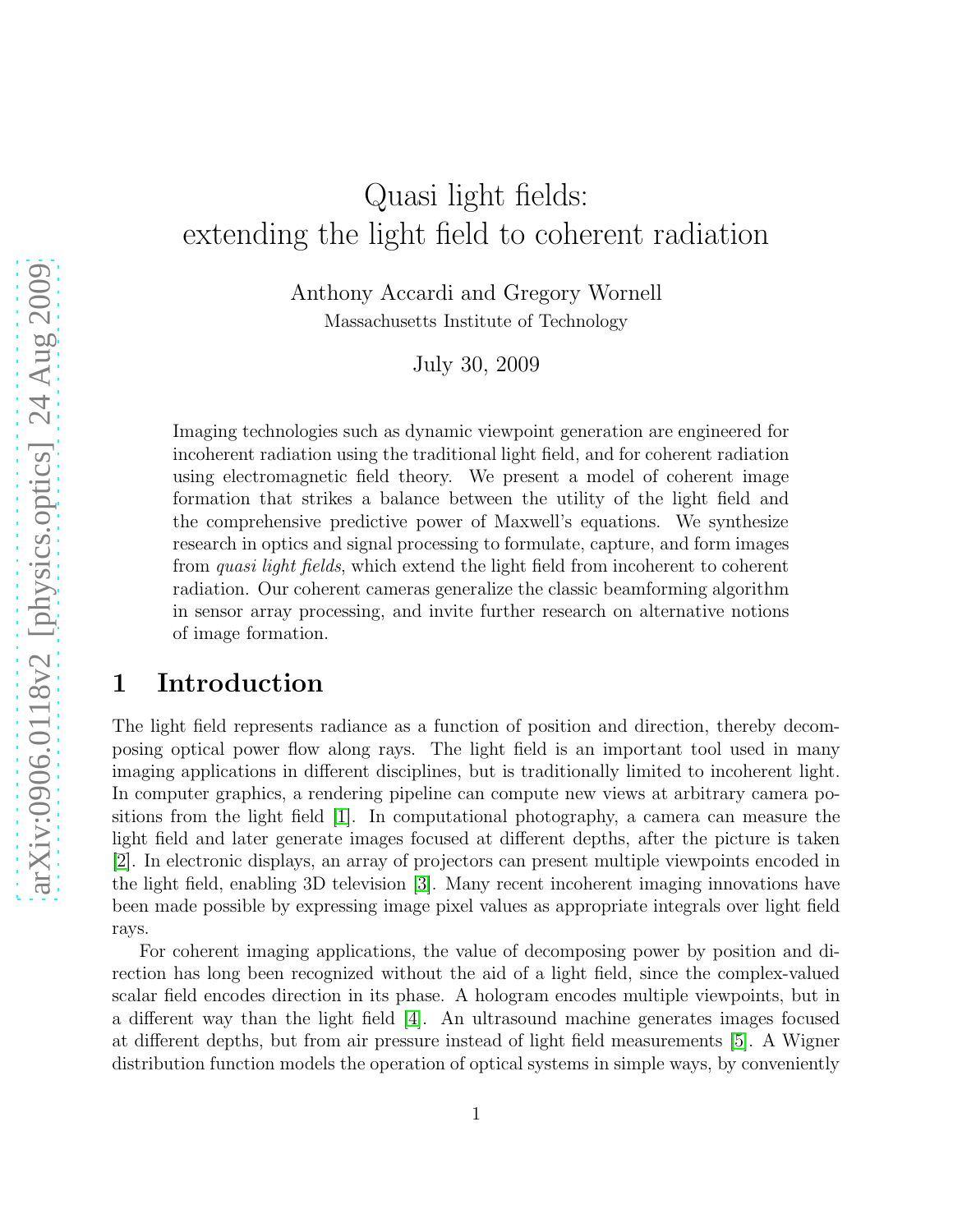# Quasi light fields: extending the light field to coherent radiation

Anthony Accardi and Gregory Wornell
Massachusetts Institute of Technology

July 30, 2009

Imaging technologies such as dynamic viewpoint generation are engineered for incoherent radiation using the traditional light field, and for coherent radiation using electromagnetic field theory. We present a model of coherent image formation that strikes a balance between the utility of the light field and the comprehensive predictive power of Maxwell's equations. We synthesize research in optics and signal processing to formulate, capture, and form images from *quasi light fields*, which extend the light field from incoherent to coherent radiation. Our coherent cameras generalize the classic beamforming algorithm in sensor array processing, and invite further research on alternative notions of image formation.

## 1 Introduction

The light field represents radiance as a function of position and direction, thereby decomposing optical power flow along rays. The light field is an important tool used in many imaging applications in different disciplines, but is traditionally limited to incoherent light. In computer graphics, a rendering pipeline can compute new views at arbitrary camera positions from the light field [1]. In computational photography, a camera can measure the light field and later generate images focused at different depths, after the picture is taken [2]. In electronic displays, an array of projectors can present multiple viewpoints encoded in the light field, enabling 3D television [3]. Many recent incoherent imaging innovations have been made possible by expressing image pixel values as appropriate integrals over light field rays.

For coherent imaging applications, the value of decomposing power by position and direction has long been recognized without the aid of a light field, since the complex-valued scalar field encodes direction in its phase. A hologram encodes multiple viewpoints, but in a different way than the light field [4]. An ultrasound machine generates images focused at different depths, but from air pressure instead of light field measurements [5]. A Wigner distribution function models the operation of optical systems in simple ways, by conveniently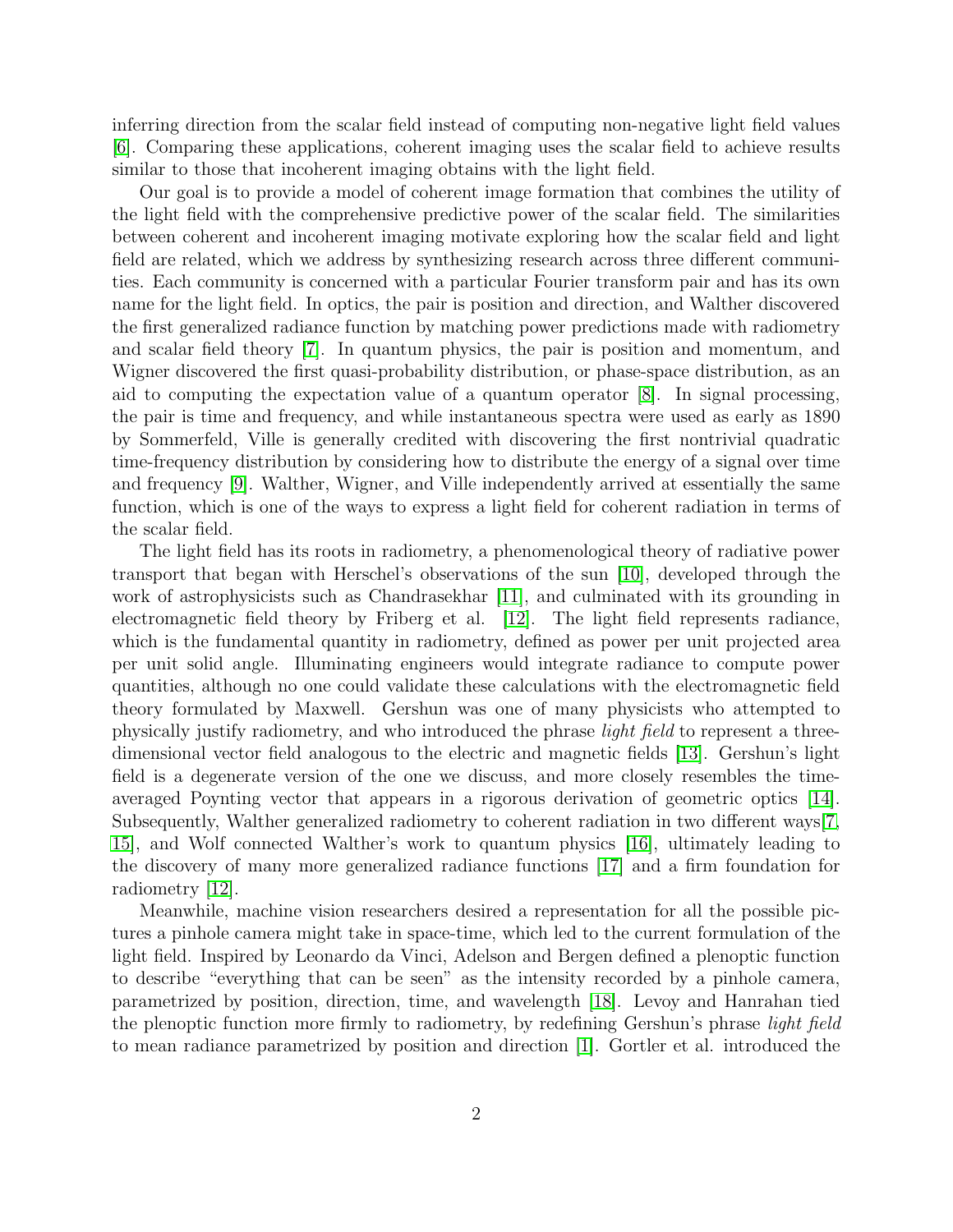inferring direction from the scalar field instead of computing non-negative light field values [6]. Comparing these applications, coherent imaging uses the scalar field to achieve results similar to those that incoherent imaging obtains with the light field.

Our goal is to provide a model of coherent image formation that combines the utility of the light field with the comprehensive predictive power of the scalar field. The similarities between coherent and incoherent imaging motivate exploring how the scalar field and light field are related, which we address by synthesizing research across three different communities. Each community is concerned with a particular Fourier transform pair and has its own name for the light field. In optics, the pair is position and direction, and Walther discovered the first generalized radiance function by matching power predictions made with radiometry and scalar field theory [7]. In quantum physics, the pair is position and momentum, and Wigner discovered the first quasi-probability distribution, or phase-space distribution, as an aid to computing the expectation value of a quantum operator [8]. In signal processing, the pair is time and frequency, and while instantaneous spectra were used as early as 1890 by Sommerfeld, Ville is generally credited with discovering the first nontrivial quadratic time-frequency distribution by considering how to distribute the energy of a signal over time and frequency [9]. Walther, Wigner, and Ville independently arrived at essentially the same function, which is one of the ways to express a light field for coherent radiation in terms of the scalar field.

The light field has its roots in radiometry, a phenomenological theory of radiative power transport that began with Herschel's observations of the sun [10], developed through the work of astrophysicists such as Chandrasekhar [11], and culminated with its grounding in electromagnetic field theory by Friberg et al. [12]. The light field represents radiance, which is the fundamental quantity in radiometry, defined as power per unit projected area per unit solid angle. Illuminating engineers would integrate radiance to compute power quantities, although no one could validate these calculations with the electromagnetic field theory formulated by Maxwell. Gershun was one of many physicists who attempted to physically justify radiometry, and who introduced the phrase *light field* to represent a three-dimensional vector field analogous to the electric and magnetic fields [13]. Gershun's light field is a degenerate version of the one we discuss, and more closely resembles the time-averaged Poynting vector that appears in a rigorous derivation of geometric optics [14]. Subsequently, Walther generalized radiometry to coherent radiation in two different ways[7, 15], and Wolf connected Walther's work to quantum physics [16], ultimately leading to the discovery of many more generalized radiance functions [17] and a firm foundation for radiometry [12].

Meanwhile, machine vision researchers desired a representation for all the possible pictures a pinhole camera might take in space-time, which led to the current formulation of the light field. Inspired by Leonardo da Vinci, Adelson and Bergen defined a plenoptic function to describe "everything that can be seen" as the intensity recorded by a pinhole camera, parametrized by position, direction, time, and wavelength [18]. Levoy and Hanrahan tied the plenoptic function more firmly to radiometry, by redefining Gershun's phrase *light field* to mean radiance parametrized by position and direction [1]. Gortler et al. introduced the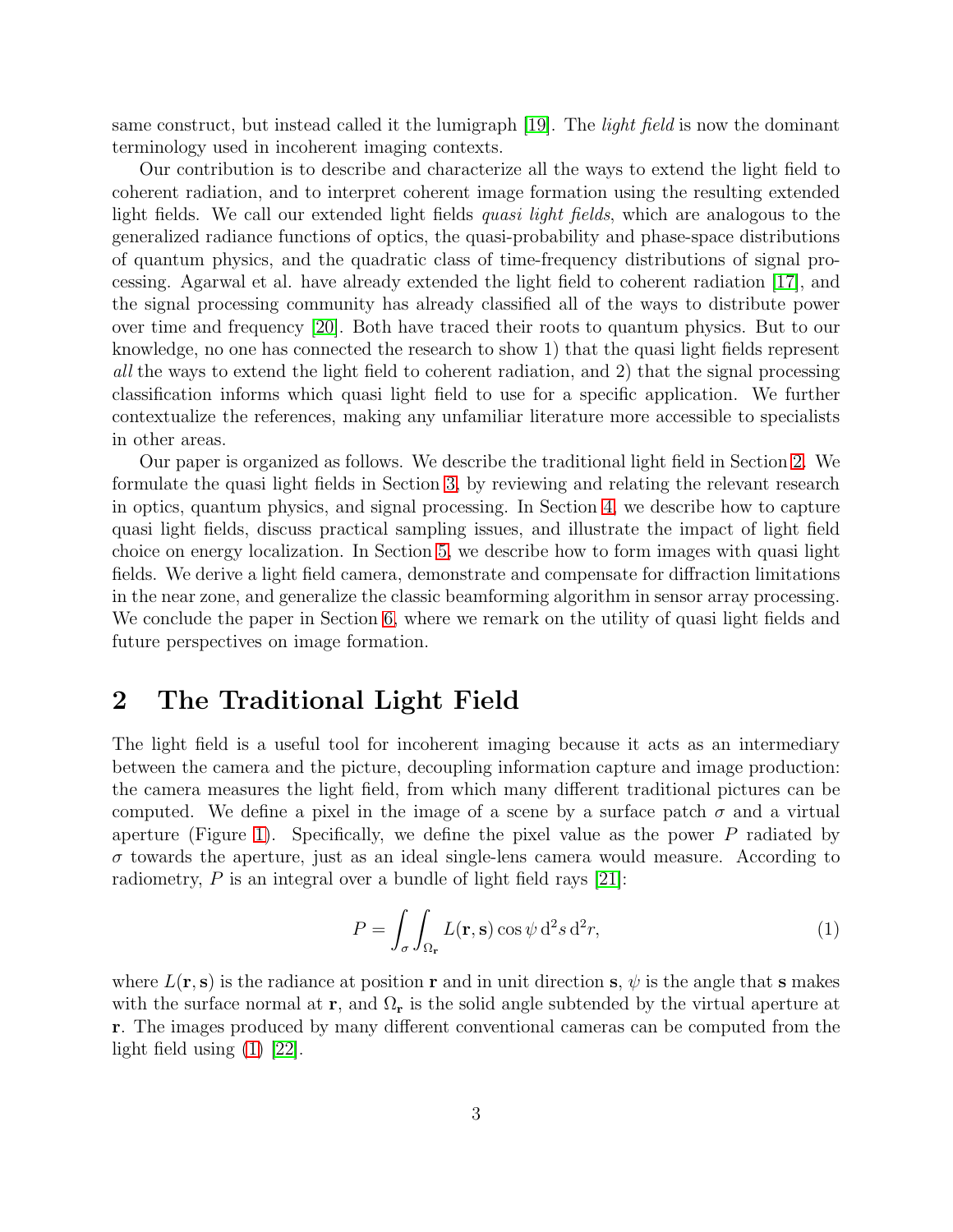same construct, but instead called it the lumigraph [19]. The *light field* is now the dominant terminology used in incoherent imaging contexts.

Our contribution is to describe and characterize all the ways to extend the light field to coherent radiation, and to interpret coherent image formation using the resulting extended light fields. We call our extended light fields *quasi light fields*, which are analogous to the generalized radiance functions of optics, the quasi-probability and phase-space distributions of quantum physics, and the quadratic class of time-frequency distributions of signal processing. Agarwal et al. have already extended the light field to coherent radiation [17], and the signal processing community has already classified all of the ways to distribute power over time and frequency [20]. Both have traced their roots to quantum physics. But to our knowledge, no one has connected the research to show 1) that the quasi light fields represent *all* the ways to extend the light field to coherent radiation, and 2) that the signal processing classification informs which quasi light field to use for a specific application. We further contextualize the references, making any unfamiliar literature more accessible to specialists in other areas.

Our paper is organized as follows. We describe the traditional light field in Section 2. We formulate the quasi light fields in Section 3, by reviewing and relating the relevant research in optics, quantum physics, and signal processing. In Section 4, we describe how to capture quasi light fields, discuss practical sampling issues, and illustrate the impact of light field choice on energy localization. In Section 5, we describe how to form images with quasi light fields. We derive a light field camera, demonstrate and compensate for diffraction limitations in the near zone, and generalize the classic beamforming algorithm in sensor array processing. We conclude the paper in Section 6, where we remark on the utility of quasi light fields and future perspectives on image formation.

## 2 The Traditional Light Field

The light field is a useful tool for incoherent imaging because it acts as an intermediary between the camera and the picture, decoupling information capture and image production: the camera measures the light field, from which many different traditional pictures can be computed. We define a pixel in the image of a scene by a surface patch $\sigma$ and a virtual aperture (Figure 1). Specifically, we define the pixel value as the power $P$ radiated by $\sigma$ towards the aperture, just as an ideal single-lens camera would measure. According to radiometry, $P$ is an integral over a bundle of light field rays [21]:

$$P = \int_{\sigma} \int_{\Omega_{\mathbf{r}}} L(\mathbf{r}, \mathbf{s}) \cos\psi \, \mathrm{d}^2 s \, \mathrm{d}^2 r, \tag{1}$$

where $L(\mathbf{r}, \mathbf{s})$ is the radiance at position $\mathbf{r}$ and in unit direction $\mathbf{s}$, $\psi$ is the angle that $\mathbf{s}$ makes with the surface normal at $\mathbf{r}$, and $\Omega_{\mathbf{r}}$ is the solid angle subtended by the virtual aperture at $\mathbf{r}$. The images produced by many different conventional cameras can be computed from the light field using (1) [22].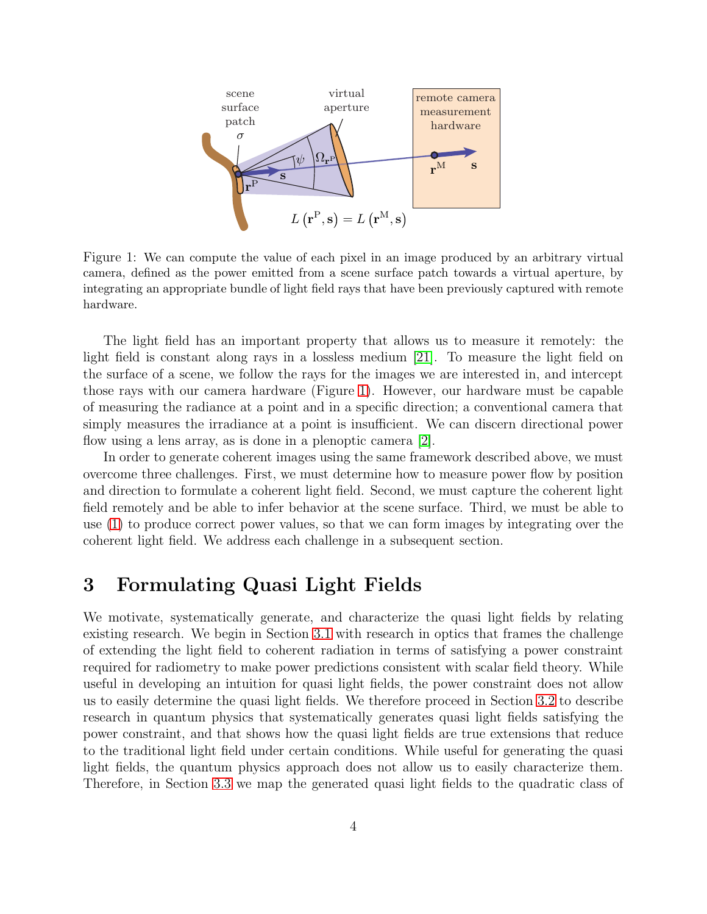Figure 1: We can compute the value of each pixel in an image produced by an arbitrary virtual camera, defined as the power emitted from a scene surface patch towards a virtual aperture, by integrating an appropriate bundle of light field rays that have been previously captured with remote hardware.

The light field has an important property that allows us to measure it remotely: the light field is constant along rays in a lossless medium [21]. To measure the light field on the surface of a scene, we follow the rays for the images we are interested in, and intercept those rays with our camera hardware (Figure 1). However, our hardware must be capable of measuring the radiance at a point and in a specific direction; a conventional camera that simply measures the irradiance at a point is insufficient. We can discern directional power flow using a lens array, as is done in a plenoptic camera [2].

In order to generate coherent images using the same framework described above, we must overcome three challenges. First, we must determine how to measure power flow by position and direction to formulate a coherent light field. Second, we must capture the coherent light field remotely and be able to infer behavior at the scene surface. Third, we must be able to use (1) to produce correct power values, so that we can form images by integrating over the coherent light field. We address each challenge in a subsequent section.

# 3 Formulating Quasi Light Fields

We motivate, systematically generate, and characterize the quasi light fields by relating existing research. We begin in Section 3.1 with research in optics that frames the challenge of extending the light field to coherent radiation in terms of satisfying a power constraint required for radiometry to make power predictions consistent with scalar field theory. While useful in developing an intuition for quasi light fields, the power constraint does not allow us to easily determine the quasi light fields. We therefore proceed in Section 3.2 to describe research in quantum physics that systematically generates quasi light fields satisfying the power constraint, and that shows how the quasi light fields are true extensions that reduce to the traditional light field under certain conditions. While useful for generating the quasi light fields, the quantum physics approach does not allow us to easily characterize them. Therefore, in Section 3.3 we map the generated quasi light fields to the quadratic class of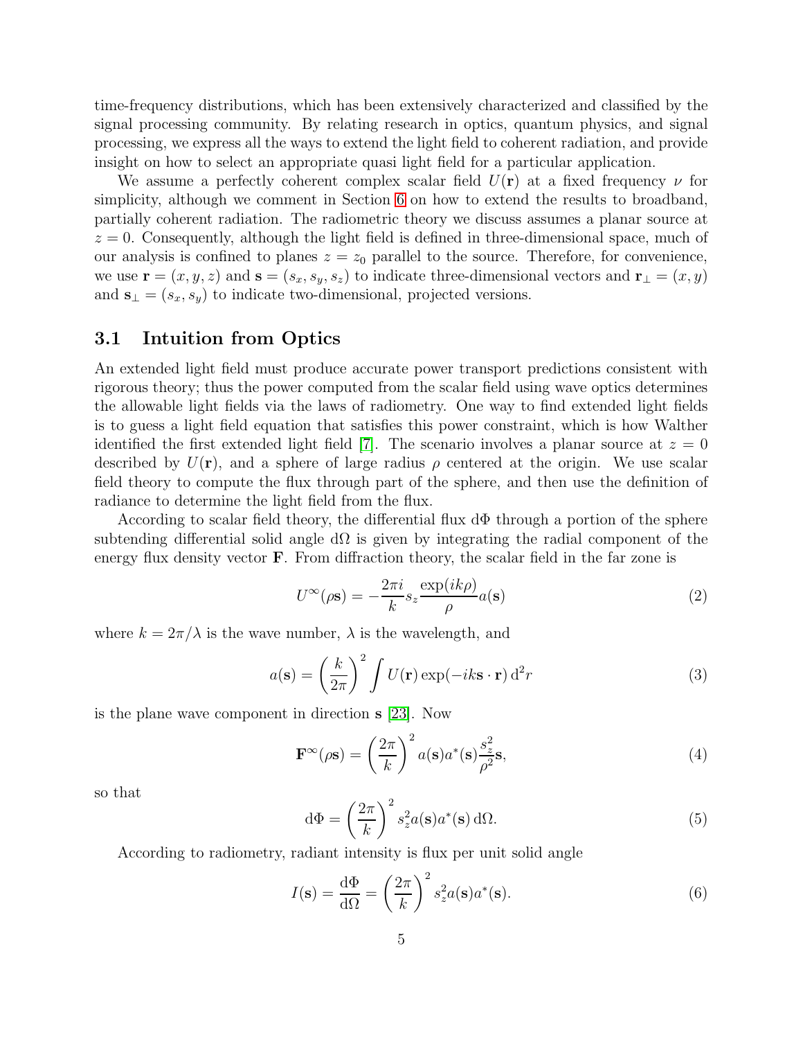time-frequency distributions, which has been extensively characterized and classified by the signal processing community. By relating research in optics, quantum physics, and signal processing, we express all the ways to extend the light field to coherent radiation, and provide insight on how to select an appropriate quasi light field for a particular application.

We assume a perfectly coherent complex scalar field $U(\mathbf{r})$ at a fixed frequency $\nu$ for simplicity, although we comment in Section 6 on how to extend the results to broadband, partially coherent radiation. The radiometric theory we discuss assumes a planar source at $z = 0$. Consequently, although the light field is defined in three-dimensional space, much of our analysis is confined to planes $z = z_0$ parallel to the source. Therefore, for convenience, we use $\mathbf{r} = (x, y, z)$ and $\mathbf{s} = (s_x, s_y, s_z)$ to indicate three-dimensional vectors and $\mathbf{r}_\perp = (x, y)$ and $\mathbf{s}_\perp = (s_x, s_y)$ to indicate two-dimensional, projected versions.

## 3.1 Intuition from Optics

An extended light field must produce accurate power transport predictions consistent with rigorous theory; thus the power computed from the scalar field using wave optics determines the allowable light fields via the laws of radiometry. One way to find extended light fields is to guess a light field equation that satisfies this power constraint, which is how Walther identified the first extended light field [7]. The scenario involves a planar source at $z = 0$ described by $U(\mathbf{r})$, and a sphere of large radius $\rho$ centered at the origin. We use scalar field theory to compute the flux through part of the sphere, and then use the definition of radiance to determine the light field from the flux.

According to scalar field theory, the differential flux $\mathrm{d}\Phi$ through a portion of the sphere subtending differential solid angle $\mathrm{d}\Omega$ is given by integrating the radial component of the energy flux density vector $\mathbf{F}$. From diffraction theory, the scalar field in the far zone is

$$U^\infty(\rho\mathbf{s}) = -\frac{2\pi i}{k} s_z \frac{\exp(ik\rho)}{\rho} a(\mathbf{s}) \tag{2}$$

where $k = 2\pi/\lambda$ is the wave number, $\lambda$ is the wavelength, and

$$a(\mathbf{s}) = \left(\frac{k}{2\pi}\right)^2 \int U(\mathbf{r}) \exp(-ik\mathbf{s} \cdot \mathbf{r})\, \mathrm{d}^2 r \tag{3}$$

is the plane wave component in direction $\mathbf{s}$ [23]. Now

$$\mathbf{F}^\infty(\rho\mathbf{s}) = \left(\frac{2\pi}{k}\right)^2 a(\mathbf{s}) a^*(\mathbf{s}) \frac{s_z^2}{\rho^2} \mathbf{s}, \tag{4}$$

so that

$$\mathrm{d}\Phi = \left(\frac{2\pi}{k}\right)^2 s_z^2 a(\mathbf{s}) a^*(\mathbf{s})\, \mathrm{d}\Omega. \tag{5}$$

According to radiometry, radiant intensity is flux per unit solid angle

$$I(\mathbf{s}) = \frac{\mathrm{d}\Phi}{\mathrm{d}\Omega} = \left(\frac{2\pi}{k}\right)^2 s_z^2 a(\mathbf{s}) a^*(\mathbf{s}). \tag{6}$$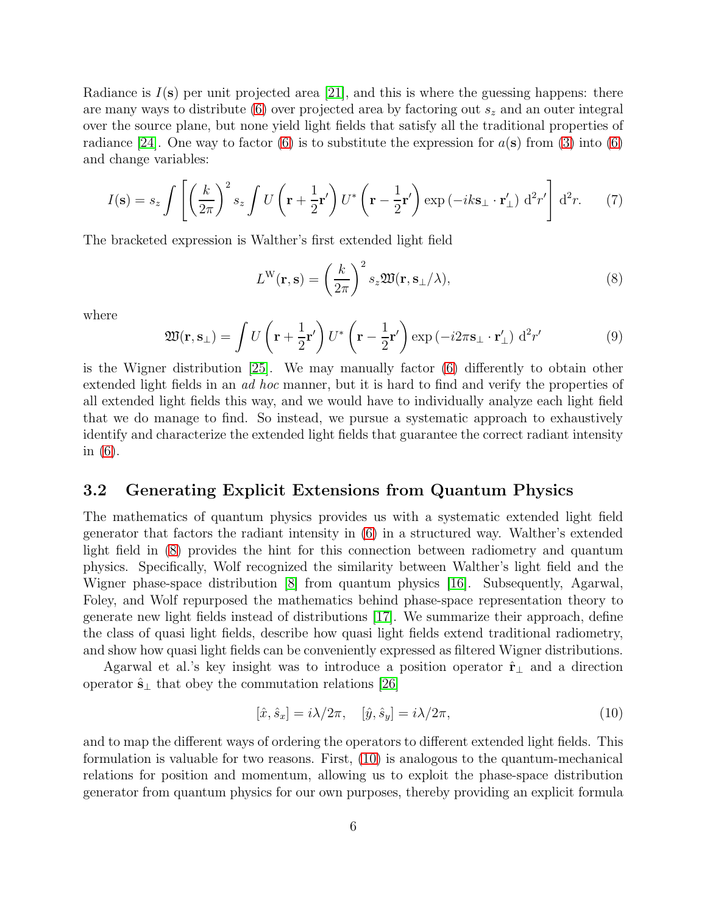Radiance is $I(\mathbf{s})$ per unit projected area [21], and this is where the guessing happens: there are many ways to distribute (6) over projected area by factoring out $s_z$ and an outer integral over the source plane, but none yield light fields that satisfy all the traditional properties of radiance [24]. One way to factor (6) is to substitute the expression for $a(\mathbf{s})$ from (3) into (6) and change variables:

$$I(\mathbf{s}) = s_z \int \left[ \left(\frac{k}{2\pi}\right)^2 s_z \int U\left(\mathbf{r} + \frac{1}{2}\mathbf{r}'\right) U^*\left(\mathbf{r} - \frac{1}{2}\mathbf{r}'\right) \exp\left(-ik\mathbf{s}_\perp \cdot \mathbf{r}'_\perp\right) \mathrm{d}^2 r' \right] \mathrm{d}^2 r. \tag{7}$$

The bracketed expression is Walther's first extended light field

$$L^{\mathrm{W}}(\mathbf{r}, \mathbf{s}) = \left(\frac{k}{2\pi}\right)^2 s_z \mathfrak{W}(\mathbf{r}, \mathbf{s}_\perp/\lambda), \tag{8}$$

where

$$\mathfrak{W}(\mathbf{r}, \mathbf{s}_\perp) = \int U\left(\mathbf{r} + \frac{1}{2}\mathbf{r}'\right) U^*\left(\mathbf{r} - \frac{1}{2}\mathbf{r}'\right) \exp\left(-i2\pi\mathbf{s}_\perp \cdot \mathbf{r}'_\perp\right) \mathrm{d}^2 r' \tag{9}$$

is the Wigner distribution [25]. We may manually factor (6) differently to obtain other extended light fields in an *ad hoc* manner, but it is hard to find and verify the properties of all extended light fields this way, and we would have to individually analyze each light field that we do manage to find. So instead, we pursue a systematic approach to exhaustively identify and characterize the extended light fields that guarantee the correct radiant intensity in (6).

### 3.2 Generating Explicit Extensions from Quantum Physics

The mathematics of quantum physics provides us with a systematic extended light field generator that factors the radiant intensity in (6) in a structured way. Walther's extended light field in (8) provides the hint for this connection between radiometry and quantum physics. Specifically, Wolf recognized the similarity between Walther's light field and the Wigner phase-space distribution [8] from quantum physics [16]. Subsequently, Agarwal, Foley, and Wolf repurposed the mathematics behind phase-space representation theory to generate new light fields instead of distributions [17]. We summarize their approach, define the class of quasi light fields, describe how quasi light fields extend traditional radiometry, and show how quasi light fields can be conveniently expressed as filtered Wigner distributions.

Agarwal et al.'s key insight was to introduce a position operator $\hat{\mathbf{r}}_\perp$ and a direction operator $\hat{\mathbf{s}}_\perp$ that obey the commutation relations [26]

$$[\hat{x}, \hat{s}_x] = i\lambda/2\pi, \quad [\hat{y}, \hat{s}_y] = i\lambda/2\pi, \tag{10}$$

and to map the different ways of ordering the operators to different extended light fields. This formulation is valuable for two reasons. First, (10) is analogous to the quantum-mechanical relations for position and momentum, allowing us to exploit the phase-space distribution generator from quantum physics for our own purposes, thereby providing an explicit formula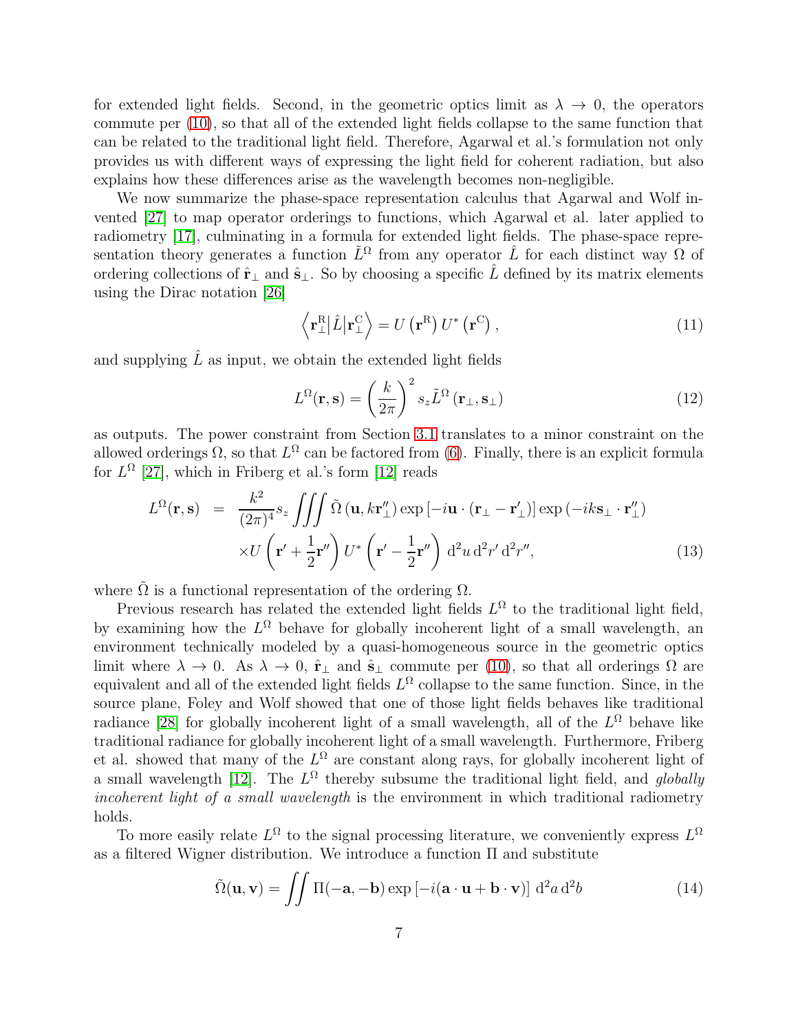for extended light fields. Second, in the geometric optics limit as $\lambda \to 0$, the operators commute per (10), so that all of the extended light fields collapse to the same function that can be related to the traditional light field. Therefore, Agarwal et al.'s formulation not only provides us with different ways of expressing the light field for coherent radiation, but also explains how these differences arise as the wavelength becomes non-negligible.

We now summarize the phase-space representation calculus that Agarwal and Wolf invented [27] to map operator orderings to functions, which Agarwal et al. later applied to radiometry [17], culminating in a formula for extended light fields. The phase-space representation theory generates a function $\tilde{L}^{\Omega}$ from any operator $\hat{L}$ for each distinct way $\Omega$ of ordering collections of $\hat{\mathbf{r}}_{\perp}$ and $\hat{\mathbf{s}}_{\perp}$. So by choosing a specific $\hat{L}$ defined by its matrix elements using the Dirac notation [26]

$$\left\langle \mathbf{r}_{\perp}^{\mathrm{R}} \middle| \hat{L} \middle| \mathbf{r}_{\perp}^{\mathrm{C}} \right\rangle = U\left(\mathbf{r}^{\mathrm{R}}\right) U^{*}\left(\mathbf{r}^{\mathrm{C}}\right), \tag{11}$$

and supplying $\hat{L}$ as input, we obtain the extended light fields

$$L^{\Omega}(\mathbf{r}, \mathbf{s}) = \left(\frac{k}{2\pi}\right)^{2} s_{z} \tilde{L}^{\Omega}\left(\mathbf{r}_{\perp}, \mathbf{s}_{\perp}\right) \tag{12}$$

as outputs. The power constraint from Section 3.1 translates to a minor constraint on the allowed orderings $\Omega$, so that $L^{\Omega}$ can be factored from (6). Finally, there is an explicit formula for $L^{\Omega}$ [27], which in Friberg et al.'s form [12] reads

$$\begin{aligned} L^{\Omega}(\mathbf{r}, \mathbf{s}) &= \frac{k^{2}}{(2\pi)^{4}} s_{z} \iiint \tilde{\Omega}\left(\mathbf{u}, k\mathbf{r}_{\perp}''\right) \exp\left[-i\mathbf{u} \cdot \left(\mathbf{r}_{\perp} - \mathbf{r}_{\perp}'\right)\right] \exp\left(-ik\mathbf{s}_{\perp} \cdot \mathbf{r}_{\perp}''\right) \\ &\quad \times U\left(\mathbf{r}' + \frac{1}{2}\mathbf{r}''\right) U^{*}\left(\mathbf{r}' - \frac{1}{2}\mathbf{r}''\right) \mathrm{d}^{2}u \, \mathrm{d}^{2}r' \, \mathrm{d}^{2}r'', \end{aligned} \tag{13}$$

where $\tilde{\Omega}$ is a functional representation of the ordering $\Omega$.

Previous research has related the extended light fields $L^{\Omega}$ to the traditional light field, by examining how the $L^{\Omega}$ behave for globally incoherent light of a small wavelength, an environment technically modeled by a quasi-homogeneous source in the geometric optics limit where $\lambda \to 0$. As $\lambda \to 0$, $\hat{\mathbf{r}}_{\perp}$ and $\hat{\mathbf{s}}_{\perp}$ commute per (10), so that all orderings $\Omega$ are equivalent and all of the extended light fields $L^{\Omega}$ collapse to the same function. Since, in the source plane, Foley and Wolf showed that one of those light fields behaves like traditional radiance [28] for globally incoherent light of a small wavelength, all of the $L^{\Omega}$ behave like traditional radiance for globally incoherent light of a small wavelength. Furthermore, Friberg et al. showed that many of the $L^{\Omega}$ are constant along rays, for globally incoherent light of a small wavelength [12]. The $L^{\Omega}$ thereby subsume the traditional light field, and *globally incoherent light of a small wavelength* is the environment in which traditional radiometry holds.

To more easily relate $L^{\Omega}$ to the signal processing literature, we conveniently express $L^{\Omega}$ as a filtered Wigner distribution. We introduce a function $\Pi$ and substitute

$$\tilde{\Omega}(\mathbf{u}, \mathbf{v}) = \iint \Pi(-\mathbf{a}, -\mathbf{b}) \exp\left[-i(\mathbf{a} \cdot \mathbf{u} + \mathbf{b} \cdot \mathbf{v})\right] \mathrm{d}^{2}a \, \mathrm{d}^{2}b \tag{14}$$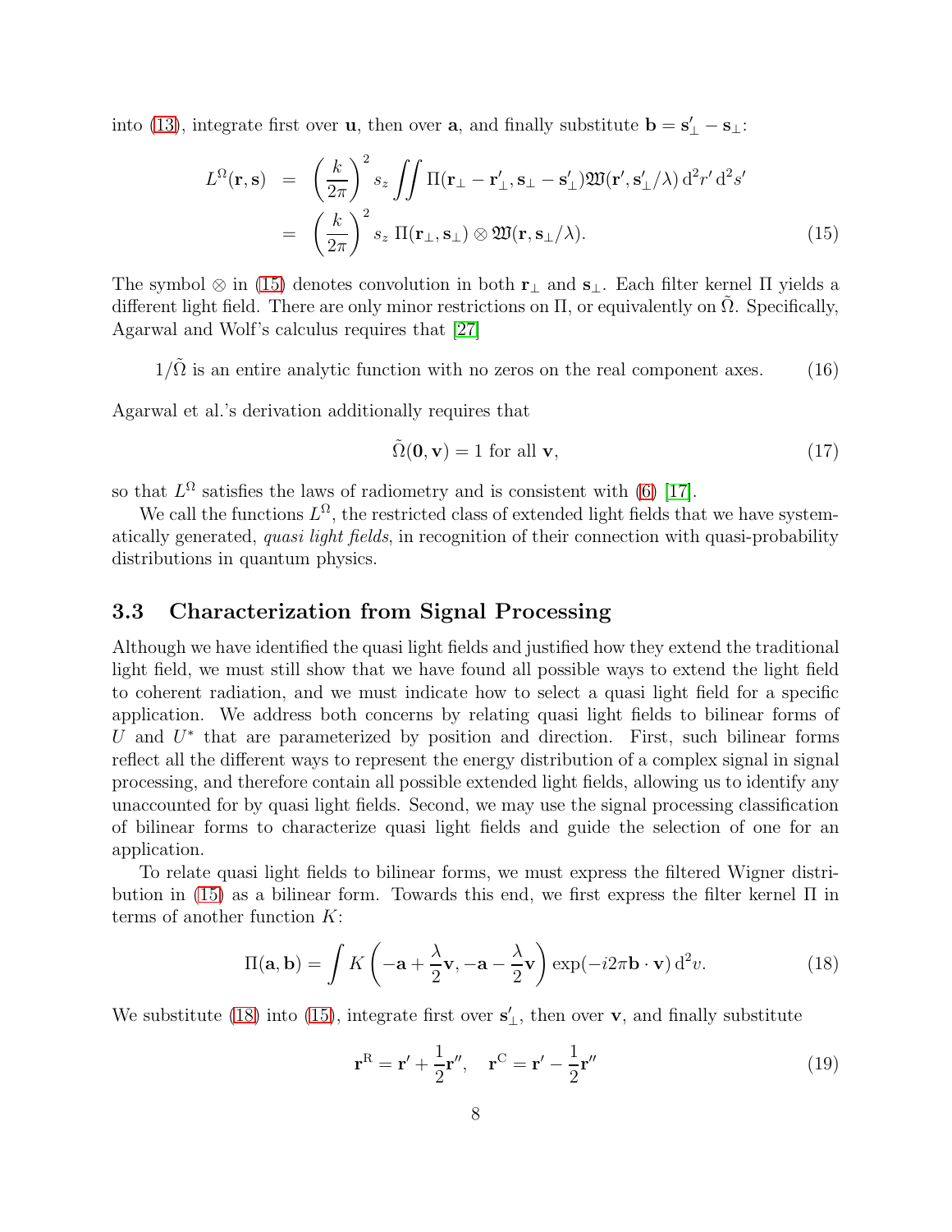into (13), integrate first over $\mathbf{u}$, then over $\mathbf{a}$, and finally substitute $\mathbf{b} = \mathbf{s}'_\perp - \mathbf{s}_\perp$:

$$
\begin{aligned}
L^\Omega(\mathbf{r}, \mathbf{s}) &= \left(\frac{k}{2\pi}\right)^2 s_z \iint \Pi(\mathbf{r}_\perp - \mathbf{r}'_\perp, \mathbf{s}_\perp - \mathbf{s}'_\perp) \mathfrak{W}(\mathbf{r}', \mathbf{s}'_\perp/\lambda) \, \mathrm{d}^2 r' \, \mathrm{d}^2 s' \\
&= \left(\frac{k}{2\pi}\right)^2 s_z \, \Pi(\mathbf{r}_\perp, \mathbf{s}_\perp) \otimes \mathfrak{W}(\mathbf{r}, \mathbf{s}_\perp/\lambda).
\end{aligned} \tag{15}
$$

The symbol $\otimes$ in (15) denotes convolution in both $\mathbf{r}_\perp$ and $\mathbf{s}_\perp$. Each filter kernel $\Pi$ yields a different light field. There are only minor restrictions on $\Pi$, or equivalently on $\tilde{\Omega}$. Specifically, Agarwal and Wolf's calculus requires that [27]

$$
1/\tilde{\Omega} \text{ is an entire analytic function with no zeros on the real component axes.} \tag{16}
$$

Agarwal et al.'s derivation additionally requires that

$$
\tilde{\Omega}(\mathbf{0}, \mathbf{v}) = 1 \text{ for all } \mathbf{v}, \tag{17}
$$

so that $L^\Omega$ satisfies the laws of radiometry and is consistent with (6) [17].

We call the functions $L^\Omega$, the restricted class of extended light fields that we have systematically generated, *quasi light fields*, in recognition of their connection with quasi-probability distributions in quantum physics.

### 3.3 Characterization from Signal Processing

Although we have identified the quasi light fields and justified how they extend the traditional light field, we must still show that we have found all possible ways to extend the light field to coherent radiation, and we must indicate how to select a quasi light field for a specific application. We address both concerns by relating quasi light fields to bilinear forms of $U$ and $U^*$ that are parameterized by position and direction. First, such bilinear forms reflect all the different ways to represent the energy distribution of a complex signal in signal processing, and therefore contain all possible extended light fields, allowing us to identify any unaccounted for by quasi light fields. Second, we may use the signal processing classification of bilinear forms to characterize quasi light fields and guide the selection of one for an application.

To relate quasi light fields to bilinear forms, we must express the filtered Wigner distribution in (15) as a bilinear form. Towards this end, we first express the filter kernel $\Pi$ in terms of another function $K$:

$$
\Pi(\mathbf{a}, \mathbf{b}) = \int K\left(-\mathbf{a} + \frac{\lambda}{2}\mathbf{v}, -\mathbf{a} - \frac{\lambda}{2}\mathbf{v}\right) \exp(-i2\pi \mathbf{b} \cdot \mathbf{v}) \, \mathrm{d}^2 v. \tag{18}
$$

We substitute (18) into (15), integrate first over $\mathbf{s}'_\perp$, then over $\mathbf{v}$, and finally substitute

$$
\mathbf{r}^{\mathrm{R}} = \mathbf{r}' + \frac{1}{2}\mathbf{r}'', \quad \mathbf{r}^{\mathrm{C}} = \mathbf{r}' - \frac{1}{2}\mathbf{r}'' \tag{19}
$$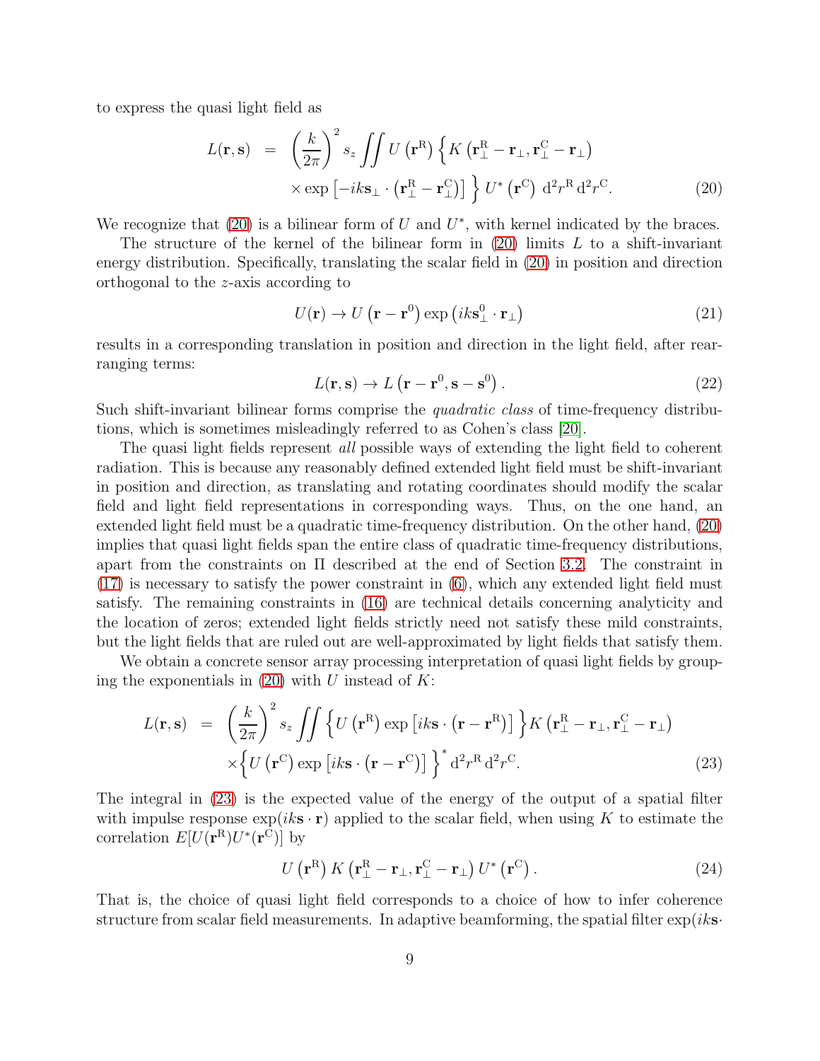to express the quasi light field as

$$
\begin{aligned}
L(\mathbf{r}, \mathbf{s}) &= \left(\frac{k}{2\pi}\right)^2 s_z \iint U\left(\mathbf{r}^{\mathrm{R}}\right) \Big\{ K\left(\mathbf{r}_\perp^{\mathrm{R}} - \mathbf{r}_\perp, \mathbf{r}_\perp^{\mathrm{C}} - \mathbf{r}_\perp\right) \\
&\quad \times \exp\left[-ik\mathbf{s}_\perp \cdot \left(\mathbf{r}_\perp^{\mathrm{R}} - \mathbf{r}_\perp^{\mathrm{C}}\right)\right] \Big\} U^*\left(\mathbf{r}^{\mathrm{C}}\right) \, \mathrm{d}^2 r^{\mathrm{R}} \, \mathrm{d}^2 r^{\mathrm{C}}.
\end{aligned} \tag{20}
$$

We recognize that (20) is a bilinear form of $U$ and $U^*$, with kernel indicated by the braces.

The structure of the kernel of the bilinear form in (20) limits $L$ to a shift-invariant energy distribution. Specifically, translating the scalar field in (20) in position and direction orthogonal to the $z$-axis according to

$$
U(\mathbf{r}) \to U\left(\mathbf{r} - \mathbf{r}^0\right) \exp\left(ik\mathbf{s}_\perp^0 \cdot \mathbf{r}_\perp\right) \tag{21}
$$

results in a corresponding translation in position and direction in the light field, after rearranging terms:

$$
L(\mathbf{r}, \mathbf{s}) \to L\left(\mathbf{r} - \mathbf{r}^0, \mathbf{s} - \mathbf{s}^0\right). \tag{22}
$$

Such shift-invariant bilinear forms comprise the *quadratic class* of time-frequency distributions, which is sometimes misleadingly referred to as Cohen's class [20].

The quasi light fields represent *all* possible ways of extending the light field to coherent radiation. This is because any reasonably defined extended light field must be shift-invariant in position and direction, as translating and rotating coordinates should modify the scalar field and light field representations in corresponding ways. Thus, on the one hand, an extended light field must be a quadratic time-frequency distribution. On the other hand, (20) implies that quasi light fields span the entire class of quadratic time-frequency distributions, apart from the constraints on $\Pi$ described at the end of Section 3.2. The constraint in (17) is necessary to satisfy the power constraint in (6), which any extended light field must satisfy. The remaining constraints in (16) are technical details concerning analyticity and the location of zeros; extended light fields strictly need not satisfy these mild constraints, but the light fields that are ruled out are well-approximated by light fields that satisfy them.

We obtain a concrete sensor array processing interpretation of quasi light fields by grouping the exponentials in (20) with $U$ instead of $K$:

$$
\begin{aligned}
L(\mathbf{r}, \mathbf{s}) &= \left(\frac{k}{2\pi}\right)^2 s_z \iint \Big\{ U\left(\mathbf{r}^{\mathrm{R}}\right) \exp\left[ik\mathbf{s} \cdot \left(\mathbf{r} - \mathbf{r}^{\mathrm{R}}\right)\right] \Big\} K\left(\mathbf{r}_\perp^{\mathrm{R}} - \mathbf{r}_\perp, \mathbf{r}_\perp^{\mathrm{C}} - \mathbf{r}_\perp\right) \\
&\quad \times \Big\{ U\left(\mathbf{r}^{\mathrm{C}}\right) \exp\left[ik\mathbf{s} \cdot \left(\mathbf{r} - \mathbf{r}^{\mathrm{C}}\right)\right] \Big\}^* \, \mathrm{d}^2 r^{\mathrm{R}} \, \mathrm{d}^2 r^{\mathrm{C}}.
\end{aligned} \tag{23}
$$

The integral in (23) is the expected value of the energy of the output of a spatial filter with impulse response $\exp(ik\mathbf{s} \cdot \mathbf{r})$ applied to the scalar field, when using $K$ to estimate the correlation $E[U(\mathbf{r}^{\mathrm{R}})U^*(\mathbf{r}^{\mathrm{C}})]$ by

$$
U\left(\mathbf{r}^{\mathrm{R}}\right) K\left(\mathbf{r}_\perp^{\mathrm{R}} - \mathbf{r}_\perp, \mathbf{r}_\perp^{\mathrm{C}} - \mathbf{r}_\perp\right) U^*\left(\mathbf{r}^{\mathrm{C}}\right). \tag{24}
$$

That is, the choice of quasi light field corresponds to a choice of how to infer coherence structure from scalar field measurements. In adaptive beamforming, the spatial filter $\exp(ik\mathbf{s}\cdot$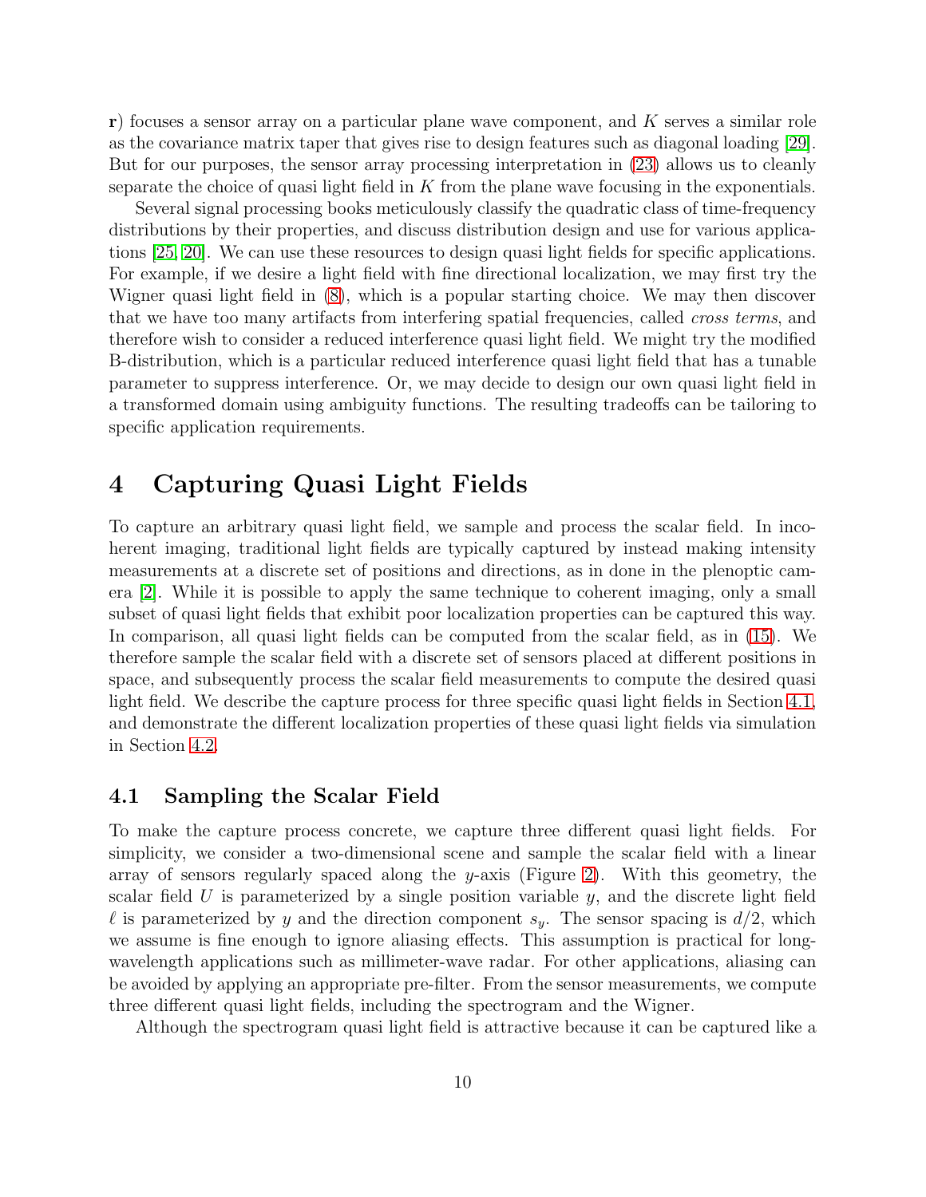**r**) focuses a sensor array on a particular plane wave component, and $K$ serves a similar role as the covariance matrix taper that gives rise to design features such as diagonal loading [29]. But for our purposes, the sensor array processing interpretation in (23) allows us to cleanly separate the choice of quasi light field in $K$ from the plane wave focusing in the exponentials.

Several signal processing books meticulously classify the quadratic class of time-frequency distributions by their properties, and discuss distribution design and use for various applications [25, 20]. We can use these resources to design quasi light fields for specific applications. For example, if we desire a light field with fine directional localization, we may first try the Wigner quasi light field in (8), which is a popular starting choice. We may then discover that we have too many artifacts from interfering spatial frequencies, called *cross terms*, and therefore wish to consider a reduced interference quasi light field. We might try the modified B-distribution, which is a particular reduced interference quasi light field that has a tunable parameter to suppress interference. Or, we may decide to design our own quasi light field in a transformed domain using ambiguity functions. The resulting tradeoffs can be tailoring to specific application requirements.

# 4 Capturing Quasi Light Fields

To capture an arbitrary quasi light field, we sample and process the scalar field. In incoherent imaging, traditional light fields are typically captured by instead making intensity measurements at a discrete set of positions and directions, as in done in the plenoptic camera [2]. While it is possible to apply the same technique to coherent imaging, only a small subset of quasi light fields that exhibit poor localization properties can be captured this way. In comparison, all quasi light fields can be computed from the scalar field, as in (15). We therefore sample the scalar field with a discrete set of sensors placed at different positions in space, and subsequently process the scalar field measurements to compute the desired quasi light field. We describe the capture process for three specific quasi light fields in Section 4.1, and demonstrate the different localization properties of these quasi light fields via simulation in Section 4.2.

## 4.1 Sampling the Scalar Field

To make the capture process concrete, we capture three different quasi light fields. For simplicity, we consider a two-dimensional scene and sample the scalar field with a linear array of sensors regularly spaced along the $y$-axis (Figure 2). With this geometry, the scalar field $U$ is parameterized by a single position variable $y$, and the discrete light field $\ell$ is parameterized by $y$ and the direction component $s_y$. The sensor spacing is $d/2$, which we assume is fine enough to ignore aliasing effects. This assumption is practical for long-wavelength applications such as millimeter-wave radar. For other applications, aliasing can be avoided by applying an appropriate pre-filter. From the sensor measurements, we compute three different quasi light fields, including the spectrogram and the Wigner.

Although the spectrogram quasi light field is attractive because it can be captured like a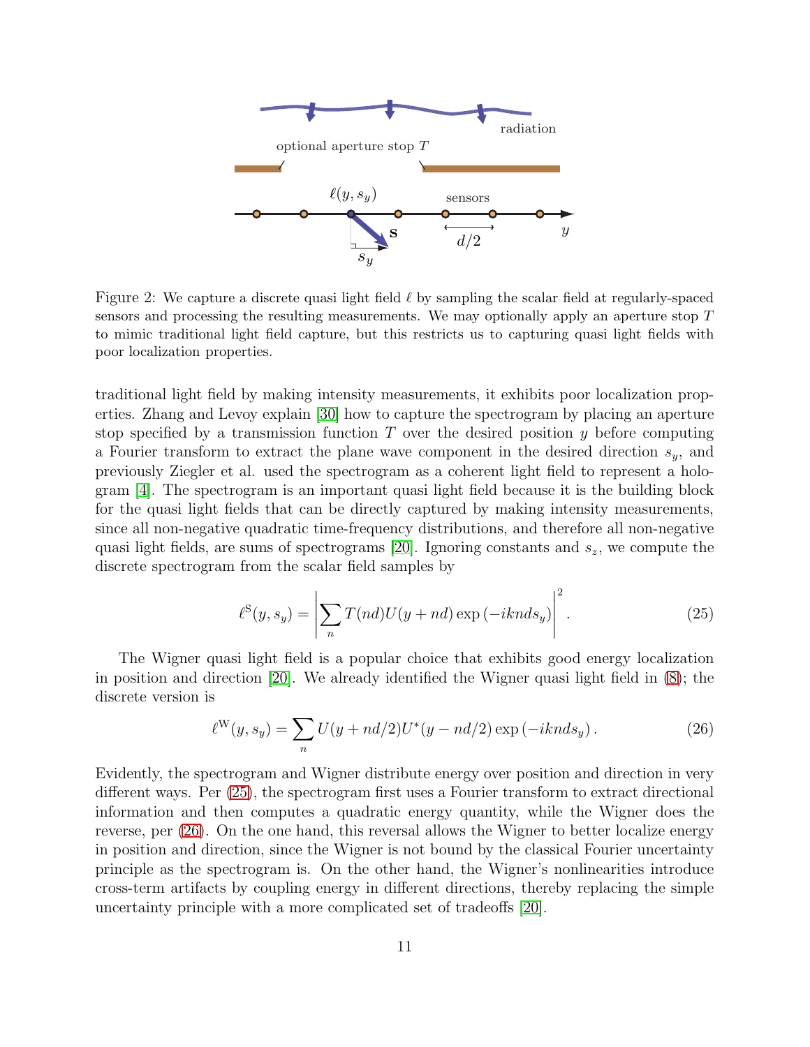Figure 2: We capture a discrete quasi light field $\ell$ by sampling the scalar field at regularly-spaced sensors and processing the resulting measurements. We may optionally apply an aperture stop $T$ to mimic traditional light field capture, but this restricts us to capturing quasi light fields with poor localization properties.

traditional light field by making intensity measurements, it exhibits poor localization properties. Zhang and Levoy explain [30] how to capture the spectrogram by placing an aperture stop specified by a transmission function $T$ over the desired position $y$ before computing a Fourier transform to extract the plane wave component in the desired direction $s_y$, and previously Ziegler et al. used the spectrogram as a coherent light field to represent a hologram [4]. The spectrogram is an important quasi light field because it is the building block for the quasi light fields that can be directly captured by making intensity measurements, since all non-negative quadratic time-frequency distributions, and therefore all non-negative quasi light fields, are sums of spectrograms [20]. Ignoring constants and $s_z$, we compute the discrete spectrogram from the scalar field samples by

$$\ell^{\mathrm{S}}(y, s_y) = \left| \sum_n T(nd) U(y + nd) \exp\left(-iknds_y\right) \right|^2 . \tag{25}$$

The Wigner quasi light field is a popular choice that exhibits good energy localization in position and direction [20]. We already identified the Wigner quasi light field in (8); the discrete version is

$$\ell^{\mathrm{W}}(y, s_y) = \sum_n U(y + nd/2) U^*(y - nd/2) \exp\left(-iknds_y\right). \tag{26}$$

Evidently, the spectrogram and Wigner distribute energy over position and direction in very different ways. Per (25), the spectrogram first uses a Fourier transform to extract directional information and then computes a quadratic energy quantity, while the Wigner does the reverse, per (26). On the one hand, this reversal allows the Wigner to better localize energy in position and direction, since the Wigner is not bound by the classical Fourier uncertainty principle as the spectrogram is. On the other hand, the Wigner's nonlinearities introduce cross-term artifacts by coupling energy in different directions, thereby replacing the simple uncertainty principle with a more complicated set of tradeoffs [20].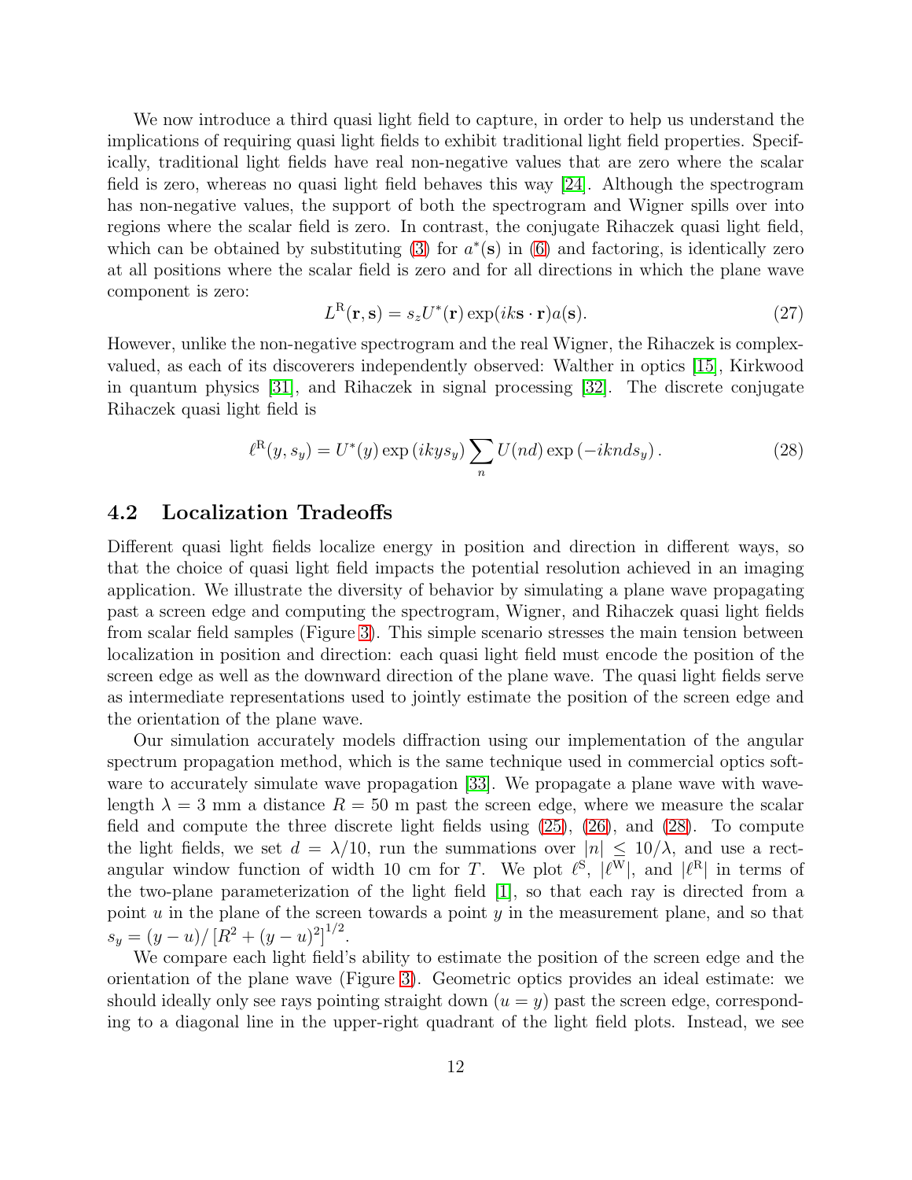We now introduce a third quasi light field to capture, in order to help us understand the implications of requiring quasi light fields to exhibit traditional light field properties. Specifically, traditional light fields have real non-negative values that are zero where the scalar field is zero, whereas no quasi light field behaves this way [24]. Although the spectrogram has non-negative values, the support of both the spectrogram and Wigner spills over into regions where the scalar field is zero. In contrast, the conjugate Rihaczek quasi light field, which can be obtained by substituting (3) for $a^*(\mathbf{s})$ in (6) and factoring, is identically zero at all positions where the scalar field is zero and for all directions in which the plane wave component is zero:

$$L^{\mathrm{R}}(\mathbf{r}, \mathbf{s}) = s_z U^*(\mathbf{r}) \exp(ik\mathbf{s} \cdot \mathbf{r}) a(\mathbf{s}). \tag{27}$$

However, unlike the non-negative spectrogram and the real Wigner, the Rihaczek is complex-valued, as each of its discoverers independently observed: Walther in optics [15], Kirkwood in quantum physics [31], and Rihaczek in signal processing [32]. The discrete conjugate Rihaczek quasi light field is

$$\ell^{\mathrm{R}}(y, s_y) = U^*(y) \exp(ikys_y) \sum_n U(nd) \exp(-iknds_y). \tag{28}$$

## 4.2 Localization Tradeoffs

Different quasi light fields localize energy in position and direction in different ways, so that the choice of quasi light field impacts the potential resolution achieved in an imaging application. We illustrate the diversity of behavior by simulating a plane wave propagating past a screen edge and computing the spectrogram, Wigner, and Rihaczek quasi light fields from scalar field samples (Figure 3). This simple scenario stresses the main tension between localization in position and direction: each quasi light field must encode the position of the screen edge as well as the downward direction of the plane wave. The quasi light fields serve as intermediate representations used to jointly estimate the position of the screen edge and the orientation of the plane wave.

Our simulation accurately models diffraction using our implementation of the angular spectrum propagation method, which is the same technique used in commercial optics software to accurately simulate wave propagation [33]. We propagate a plane wave with wavelength $\lambda = 3$ mm a distance $R = 50$ m past the screen edge, where we measure the scalar field and compute the three discrete light fields using (25), (26), and (28). To compute the light fields, we set $d = \lambda/10$, run the summations over $|n| \leq 10/\lambda$, and use a rectangular window function of width 10 cm for $T$. We plot $\ell^{\mathrm{S}}$, $|\ell^{\mathrm{W}}|$, and $|\ell^{\mathrm{R}}|$ in terms of the two-plane parameterization of the light field [1], so that each ray is directed from a point $u$ in the plane of the screen towards a point $y$ in the measurement plane, and so that $s_y = (y - u)/\left[R^2 + (y - u)^2\right]^{1/2}$.

We compare each light field's ability to estimate the position of the screen edge and the orientation of the plane wave (Figure 3). Geometric optics provides an ideal estimate: we should ideally only see rays pointing straight down $(u = y)$ past the screen edge, corresponding to a diagonal line in the upper-right quadrant of the light field plots. Instead, we see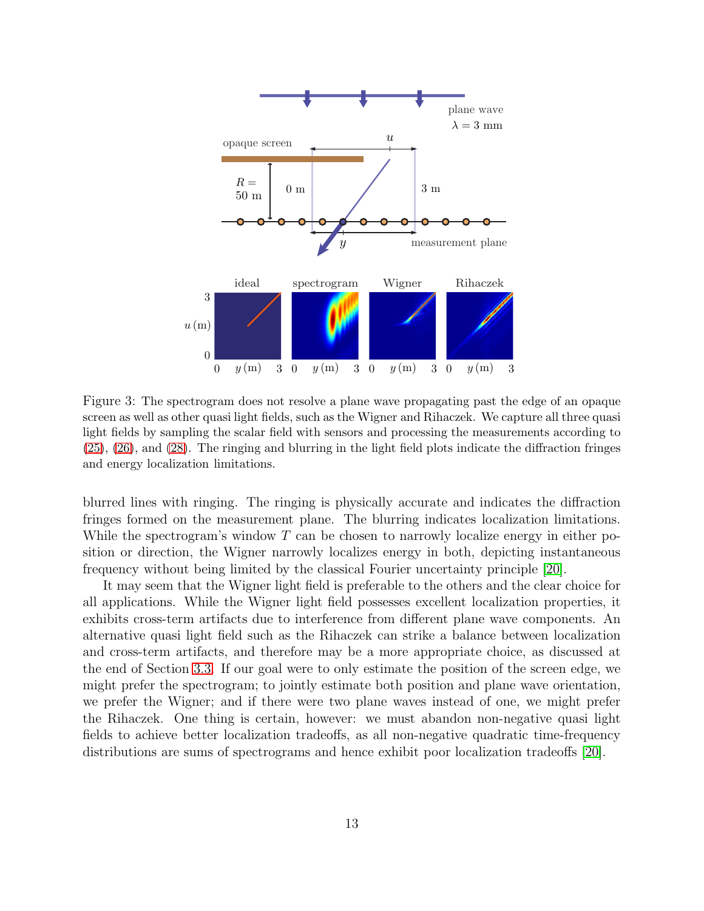Figure 3: The spectrogram does not resolve a plane wave propagating past the edge of an opaque screen as well as other quasi light fields, such as the Wigner and Rihaczek. We capture all three quasi light fields by sampling the scalar field with sensors and processing the measurements according to (25), (26), and (28). The ringing and blurring in the light field plots indicate the diffraction fringes and energy localization limitations.

blurred lines with ringing. The ringing is physically accurate and indicates the diffraction fringes formed on the measurement plane. The blurring indicates localization limitations. While the spectrogram's window $T$ can be chosen to narrowly localize energy in either position or direction, the Wigner narrowly localizes energy in both, depicting instantaneous frequency without being limited by the classical Fourier uncertainty principle [20].

It may seem that the Wigner light field is preferable to the others and the clear choice for all applications. While the Wigner light field possesses excellent localization properties, it exhibits cross-term artifacts due to interference from different plane wave components. An alternative quasi light field such as the Rihaczek can strike a balance between localization and cross-term artifacts, and therefore may be a more appropriate choice, as discussed at the end of Section 3.3. If our goal were to only estimate the position of the screen edge, we might prefer the spectrogram; to jointly estimate both position and plane wave orientation, we prefer the Wigner; and if there were two plane waves instead of one, we might prefer the Rihaczek. One thing is certain, however: we must abandon non-negative quasi light fields to achieve better localization tradeoffs, as all non-negative quadratic time-frequency distributions are sums of spectrograms and hence exhibit poor localization tradeoffs [20].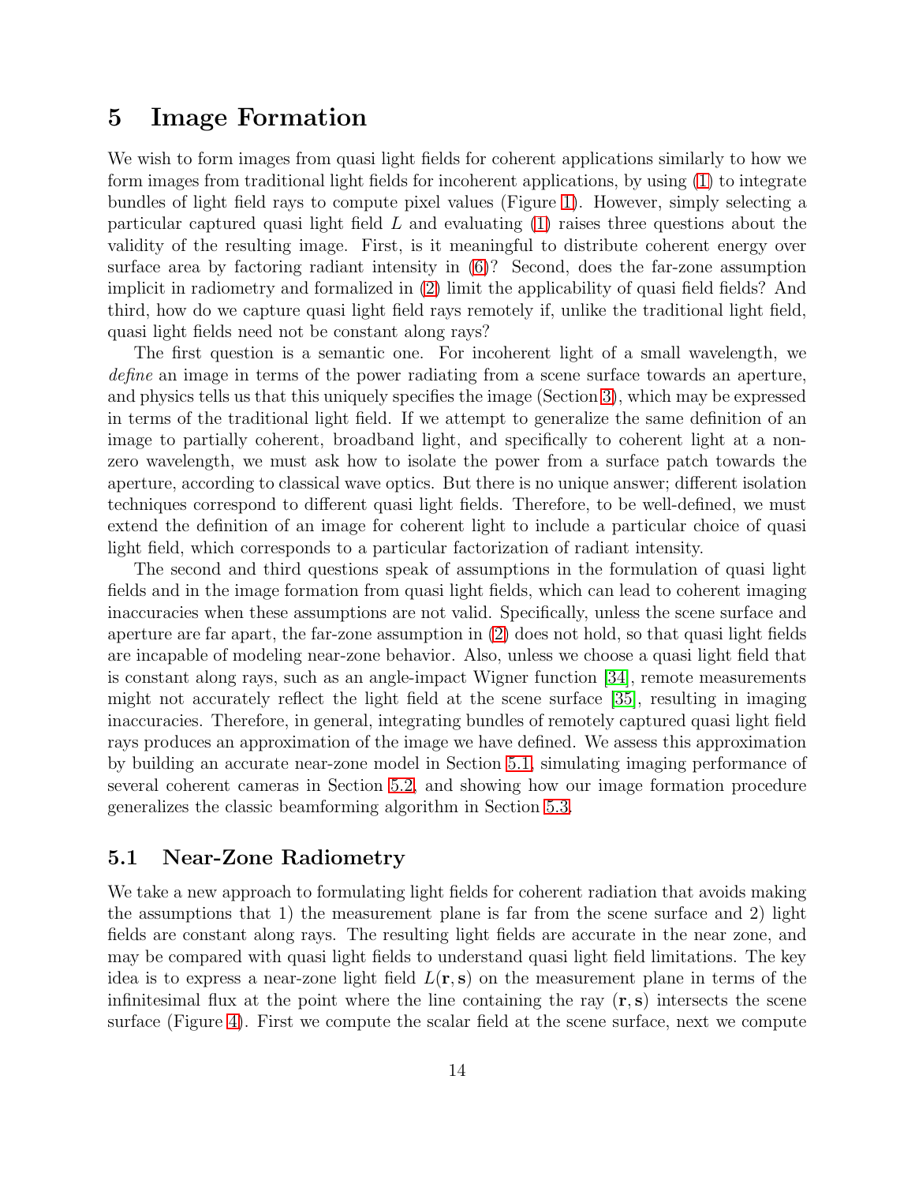# 5 Image Formation

We wish to form images from quasi light fields for coherent applications similarly to how we form images from traditional light fields for incoherent applications, by using (1) to integrate bundles of light field rays to compute pixel values (Figure 1). However, simply selecting a particular captured quasi light field $L$ and evaluating (1) raises three questions about the validity of the resulting image. First, is it meaningful to distribute coherent energy over surface area by factoring radiant intensity in (6)? Second, does the far-zone assumption implicit in radiometry and formalized in (2) limit the applicability of quasi field fields? And third, how do we capture quasi light field rays remotely if, unlike the traditional light field, quasi light fields need not be constant along rays?

The first question is a semantic one. For incoherent light of a small wavelength, we *define* an image in terms of the power radiating from a scene surface towards an aperture, and physics tells us that this uniquely specifies the image (Section 3), which may be expressed in terms of the traditional light field. If we attempt to generalize the same definition of an image to partially coherent, broadband light, and specifically to coherent light at a non-zero wavelength, we must ask how to isolate the power from a surface patch towards the aperture, according to classical wave optics. But there is no unique answer; different isolation techniques correspond to different quasi light fields. Therefore, to be well-defined, we must extend the definition of an image for coherent light to include a particular choice of quasi light field, which corresponds to a particular factorization of radiant intensity.

The second and third questions speak of assumptions in the formulation of quasi light fields and in the image formation from quasi light fields, which can lead to coherent imaging inaccuracies when these assumptions are not valid. Specifically, unless the scene surface and aperture are far apart, the far-zone assumption in (2) does not hold, so that quasi light fields are incapable of modeling near-zone behavior. Also, unless we choose a quasi light field that is constant along rays, such as an angle-impact Wigner function [34], remote measurements might not accurately reflect the light field at the scene surface [35], resulting in imaging inaccuracies. Therefore, in general, integrating bundles of remotely captured quasi light field rays produces an approximation of the image we have defined. We assess this approximation by building an accurate near-zone model in Section 5.1, simulating imaging performance of several coherent cameras in Section 5.2, and showing how our image formation procedure generalizes the classic beamforming algorithm in Section 5.3.

## 5.1 Near-Zone Radiometry

We take a new approach to formulating light fields for coherent radiation that avoids making the assumptions that 1) the measurement plane is far from the scene surface and 2) light fields are constant along rays. The resulting light fields are accurate in the near zone, and may be compared with quasi light fields to understand quasi light field limitations. The key idea is to express a near-zone light field $L(\mathbf{r}, \mathbf{s})$ on the measurement plane in terms of the infinitesimal flux at the point where the line containing the ray $(\mathbf{r}, \mathbf{s})$ intersects the scene surface (Figure 4). First we compute the scalar field at the scene surface, next we compute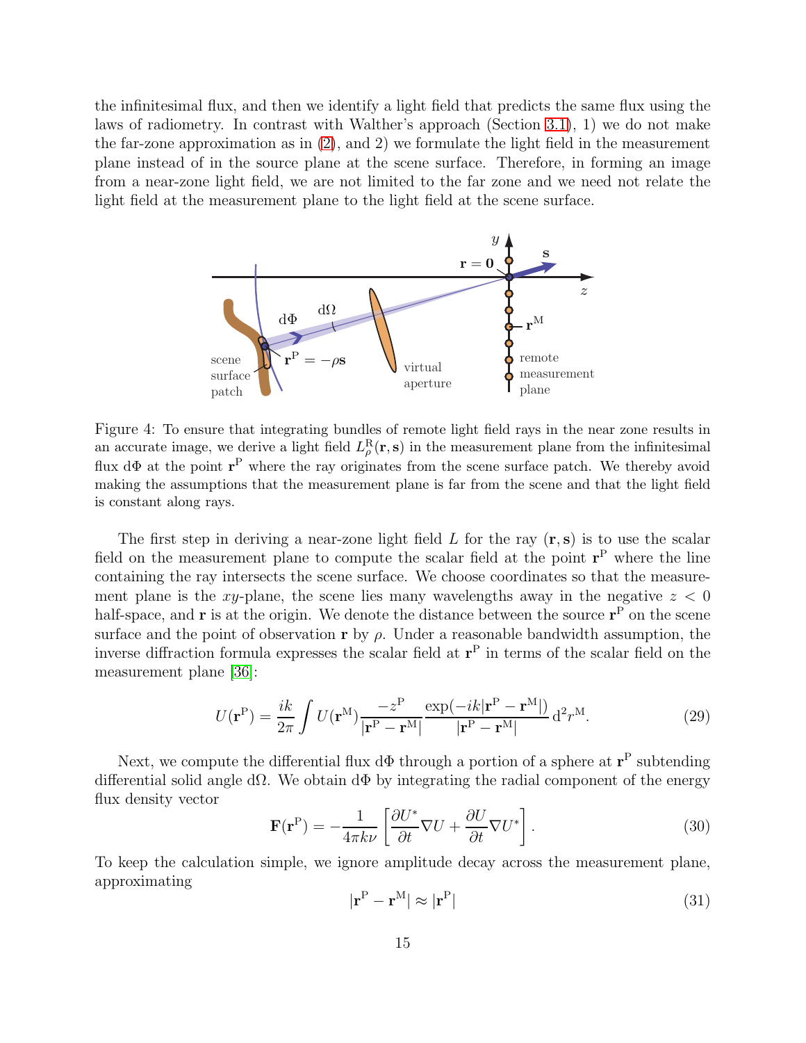the infinitesimal flux, and then we identify a light field that predicts the same flux using the laws of radiometry. In contrast with Walther's approach (Section 3.1), 1) we do not make the far-zone approximation as in (2), and 2) we formulate the light field in the measurement plane instead of in the source plane at the scene surface. Therefore, in forming an image from a near-zone light field, we are not limited to the far zone and we need not relate the light field at the measurement plane to the light field at the scene surface.

Figure 4: To ensure that integrating bundles of remote light field rays in the near zone results in an accurate image, we derive a light field $L^{\mathrm{R}}_{\rho}(\mathbf{r}, \mathbf{s})$ in the measurement plane from the infinitesimal flux $\mathrm{d}\Phi$ at the point $\mathbf{r}^{\mathrm{P}}$ where the ray originates from the scene surface patch. We thereby avoid making the assumptions that the measurement plane is far from the scene and that the light field is constant along rays.

The first step in deriving a near-zone light field $L$ for the ray $(\mathbf{r}, \mathbf{s})$ is to use the scalar field on the measurement plane to compute the scalar field at the point $\mathbf{r}^{\mathrm{P}}$ where the line containing the ray intersects the scene surface. We choose coordinates so that the measurement plane is the $xy$-plane, the scene lies many wavelengths away in the negative $z < 0$ half-space, and $\mathbf{r}$ is at the origin. We denote the distance between the source $\mathbf{r}^{\mathrm{P}}$ on the scene surface and the point of observation $\mathbf{r}$ by $\rho$. Under a reasonable bandwidth assumption, the inverse diffraction formula expresses the scalar field at $\mathbf{r}^{\mathrm{P}}$ in terms of the scalar field on the measurement plane [36]:

$$U(\mathbf{r}^{\mathrm{P}}) = \frac{ik}{2\pi} \int U(\mathbf{r}^{\mathrm{M}}) \frac{-z^{\mathrm{P}}}{|\mathbf{r}^{\mathrm{P}} - \mathbf{r}^{\mathrm{M}}|} \frac{\exp(-ik|\mathbf{r}^{\mathrm{P}} - \mathbf{r}^{\mathrm{M}}|)}{|\mathbf{r}^{\mathrm{P}} - \mathbf{r}^{\mathrm{M}}|} \, \mathrm{d}^2 r^{\mathrm{M}}. \tag{29}$$

Next, we compute the differential flux $\mathrm{d}\Phi$ through a portion of a sphere at $\mathbf{r}^{\mathrm{P}}$ subtending differential solid angle $\mathrm{d}\Omega$. We obtain $\mathrm{d}\Phi$ by integrating the radial component of the energy flux density vector

$$\mathbf{F}(\mathbf{r}^{\mathrm{P}}) = -\frac{1}{4\pi k \nu} \left[ \frac{\partial U^*}{\partial t} \nabla U + \frac{\partial U}{\partial t} \nabla U^* \right]. \tag{30}$$

To keep the calculation simple, we ignore amplitude decay across the measurement plane, approximating

$$|\mathbf{r}^{\mathrm{P}} - \mathbf{r}^{\mathrm{M}}| \approx |\mathbf{r}^{\mathrm{P}}| \tag{31}$$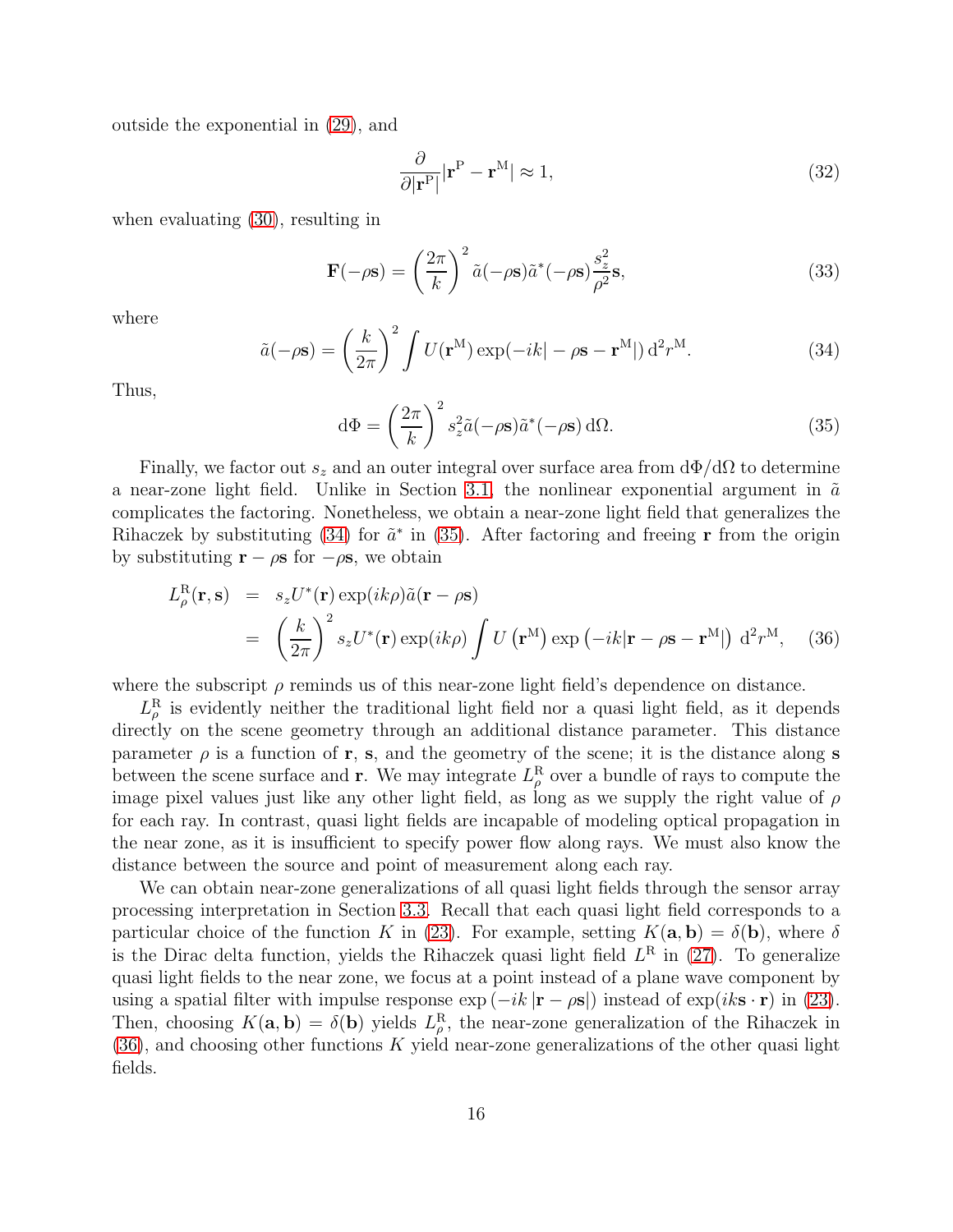outside the exponential in (29), and

$$\frac{\partial}{\partial |\mathbf{r}^{\mathrm{P}}|} |\mathbf{r}^{\mathrm{P}} - \mathbf{r}^{\mathrm{M}}| \approx 1, \tag{32}$$

when evaluating (30), resulting in

$$\mathbf{F}(-\rho\mathbf{s}) = \left(\frac{2\pi}{k}\right)^2 \tilde{a}(-\rho\mathbf{s})\tilde{a}^*(-\rho\mathbf{s})\frac{s_z^2}{\rho^2}\mathbf{s}, \tag{33}$$

where

$$\tilde{a}(-\rho\mathbf{s}) = \left(\frac{k}{2\pi}\right)^2 \int U(\mathbf{r}^{\mathrm{M}}) \exp(-ik|-\rho\mathbf{s} - \mathbf{r}^{\mathrm{M}}|)\,\mathrm{d}^2 r^{\mathrm{M}}. \tag{34}$$

Thus,

$$\mathrm{d}\Phi = \left(\frac{2\pi}{k}\right)^2 s_z^2 \tilde{a}(-\rho\mathbf{s})\tilde{a}^*(-\rho\mathbf{s})\,\mathrm{d}\Omega. \tag{35}$$

Finally, we factor out $s_z$ and an outer integral over surface area from $\mathrm{d}\Phi/\mathrm{d}\Omega$ to determine a near-zone light field. Unlike in Section 3.1, the nonlinear exponential argument in $\tilde{a}$ complicates the factoring. Nonetheless, we obtain a near-zone light field that generalizes the Rihaczek by substituting (34) for $\tilde{a}^*$ in (35). After factoring and freeing $\mathbf{r}$ from the origin by substituting $\mathbf{r} - \rho\mathbf{s}$ for $-\rho\mathbf{s}$, we obtain

$$\begin{aligned} L_\rho^{\mathrm{R}}(\mathbf{r},\mathbf{s}) &= s_z U^*(\mathbf{r}) \exp(ik\rho)\tilde{a}(\mathbf{r} - \rho\mathbf{s}) \\ &= \left(\frac{k}{2\pi}\right)^2 s_z U^*(\mathbf{r}) \exp(ik\rho) \int U\left(\mathbf{r}^{\mathrm{M}}\right) \exp\left(-ik|\mathbf{r} - \rho\mathbf{s} - \mathbf{r}^{\mathrm{M}}|\right)\,\mathrm{d}^2 r^{\mathrm{M}}, \end{aligned} \tag{36}$$

where the subscript $\rho$ reminds us of this near-zone light field's dependence on distance.

$L_\rho^{\mathrm{R}}$ is evidently neither the traditional light field nor a quasi light field, as it depends directly on the scene geometry through an additional distance parameter. This distance parameter $\rho$ is a function of $\mathbf{r}$, $\mathbf{s}$, and the geometry of the scene; it is the distance along $\mathbf{s}$ between the scene surface and $\mathbf{r}$. We may integrate $L_\rho^{\mathrm{R}}$ over a bundle of rays to compute the image pixel values just like any other light field, as long as we supply the right value of $\rho$ for each ray. In contrast, quasi light fields are incapable of modeling optical propagation in the near zone, as it is insufficient to specify power flow along rays. We must also know the distance between the source and point of measurement along each ray.

We can obtain near-zone generalizations of all quasi light fields through the sensor array processing interpretation in Section 3.3. Recall that each quasi light field corresponds to a particular choice of the function $K$ in (23). For example, setting $K(\mathbf{a},\mathbf{b}) = \delta(\mathbf{b})$, where $\delta$ is the Dirac delta function, yields the Rihaczek quasi light field $L^{\mathrm{R}}$ in (27). To generalize quasi light fields to the near zone, we focus at a point instead of a plane wave component by using a spatial filter with impulse response $\exp\left(-ik\left|\mathbf{r} - \rho\mathbf{s}\right|\right)$ instead of $\exp(ik\mathbf{s}\cdot\mathbf{r})$ in (23). Then, choosing $K(\mathbf{a},\mathbf{b}) = \delta(\mathbf{b})$ yields $L_\rho^{\mathrm{R}}$, the near-zone generalization of the Rihaczek in (36), and choosing other functions $K$ yield near-zone generalizations of the other quasi light fields.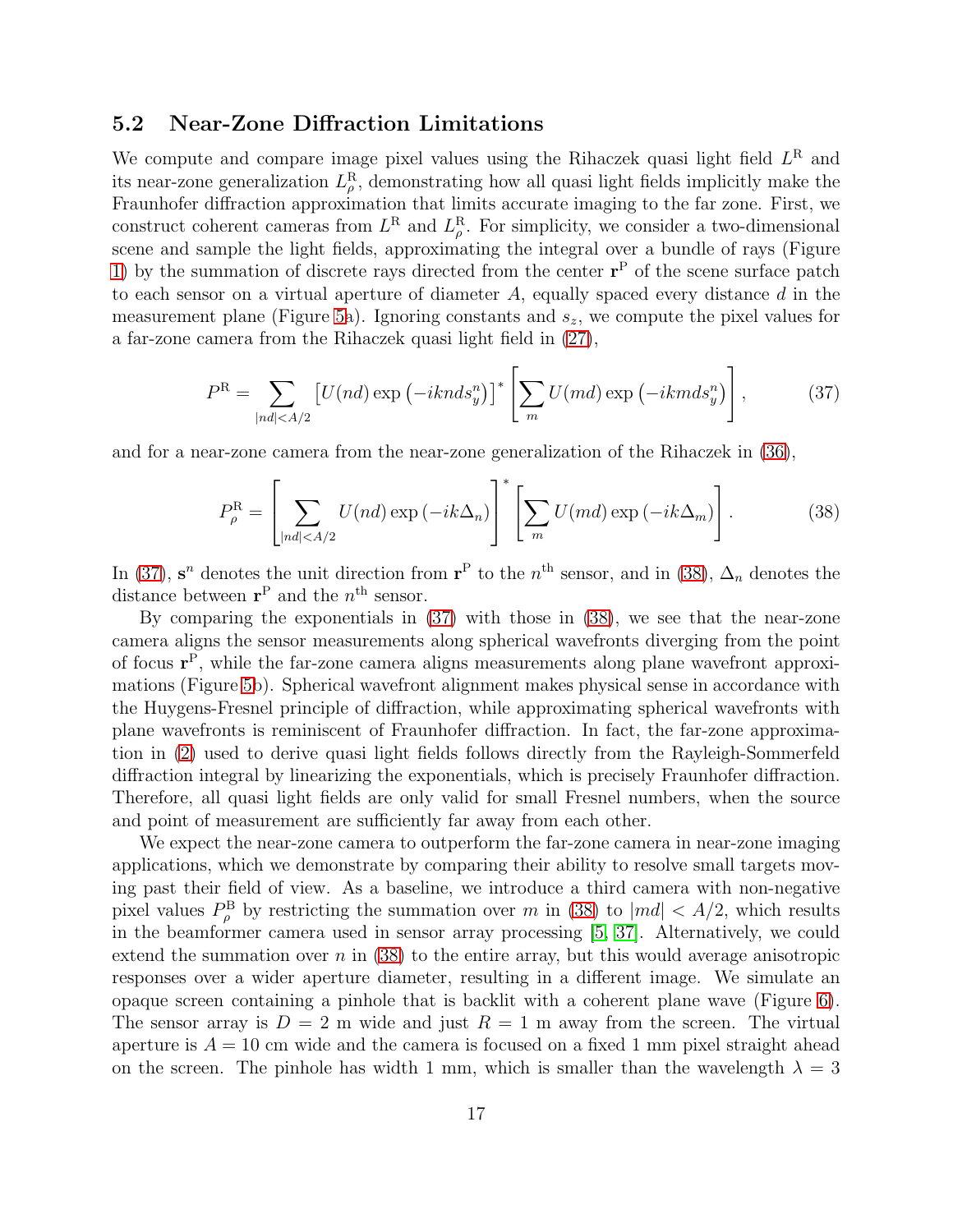## 5.2 Near-Zone Diffraction Limitations

We compute and compare image pixel values using the Rihaczek quasi light field $L^{\mathrm{R}}$ and its near-zone generalization $L^{\mathrm{R}}_{\rho}$, demonstrating how all quasi light fields implicitly make the Fraunhofer diffraction approximation that limits accurate imaging to the far zone. First, we construct coherent cameras from $L^{\mathrm{R}}$ and $L^{\mathrm{R}}_{\rho}$. For simplicity, we consider a two-dimensional scene and sample the light fields, approximating the integral over a bundle of rays (Figure 1) by the summation of discrete rays directed from the center $\mathbf{r}^{\mathrm{P}}$ of the scene surface patch to each sensor on a virtual aperture of diameter $A$, equally spaced every distance $d$ in the measurement plane (Figure 5a). Ignoring constants and $s_z$, we compute the pixel values for a far-zone camera from the Rihaczek quasi light field in (27),

$$P^{\mathrm{R}} = \sum_{|nd|<A/2} \left[U(nd)\exp\left(-iknds^{n}_{y}\right)\right]^{*} \left[\sum_{m} U(md)\exp\left(-ikmds^{n}_{y}\right)\right], \tag{37}$$

and for a near-zone camera from the near-zone generalization of the Rihaczek in (36),

$$P^{\mathrm{R}}_{\rho} = \left[\sum_{|nd|<A/2} U(nd)\exp\left(-ik\Delta_{n}\right)\right]^{*} \left[\sum_{m} U(md)\exp\left(-ik\Delta_{m}\right)\right]. \tag{38}$$

In (37), $\mathbf{s}^{n}$ denotes the unit direction from $\mathbf{r}^{\mathrm{P}}$ to the $n^{\mathrm{th}}$ sensor, and in (38), $\Delta_n$ denotes the distance between $\mathbf{r}^{\mathrm{P}}$ and the $n^{\mathrm{th}}$ sensor.

By comparing the exponentials in (37) with those in (38), we see that the near-zone camera aligns the sensor measurements along spherical wavefronts diverging from the point of focus $\mathbf{r}^{\mathrm{P}}$, while the far-zone camera aligns measurements along plane wavefront approximations (Figure 5b). Spherical wavefront alignment makes physical sense in accordance with the Huygens-Fresnel principle of diffraction, while approximating spherical wavefronts with plane wavefronts is reminiscent of Fraunhofer diffraction. In fact, the far-zone approximation in (2) used to derive quasi light fields follows directly from the Rayleigh-Sommerfeld diffraction integral by linearizing the exponentials, which is precisely Fraunhofer diffraction. Therefore, all quasi light fields are only valid for small Fresnel numbers, when the source and point of measurement are sufficiently far away from each other.

We expect the near-zone camera to outperform the far-zone camera in near-zone imaging applications, which we demonstrate by comparing their ability to resolve small targets moving past their field of view. As a baseline, we introduce a third camera with non-negative pixel values $P^{\mathrm{B}}_{\rho}$ by restricting the summation over $m$ in (38) to $|md| < A/2$, which results in the beamformer camera used in sensor array processing [5, 37]. Alternatively, we could extend the summation over $n$ in (38) to the entire array, but this would average anisotropic responses over a wider aperture diameter, resulting in a different image. We simulate an opaque screen containing a pinhole that is backlit with a coherent plane wave (Figure 6). The sensor array is $D = 2$ m wide and just $R = 1$ m away from the screen. The virtual aperture is $A = 10$ cm wide and the camera is focused on a fixed 1 mm pixel straight ahead on the screen. The pinhole has width 1 mm, which is smaller than the wavelength $\lambda = 3$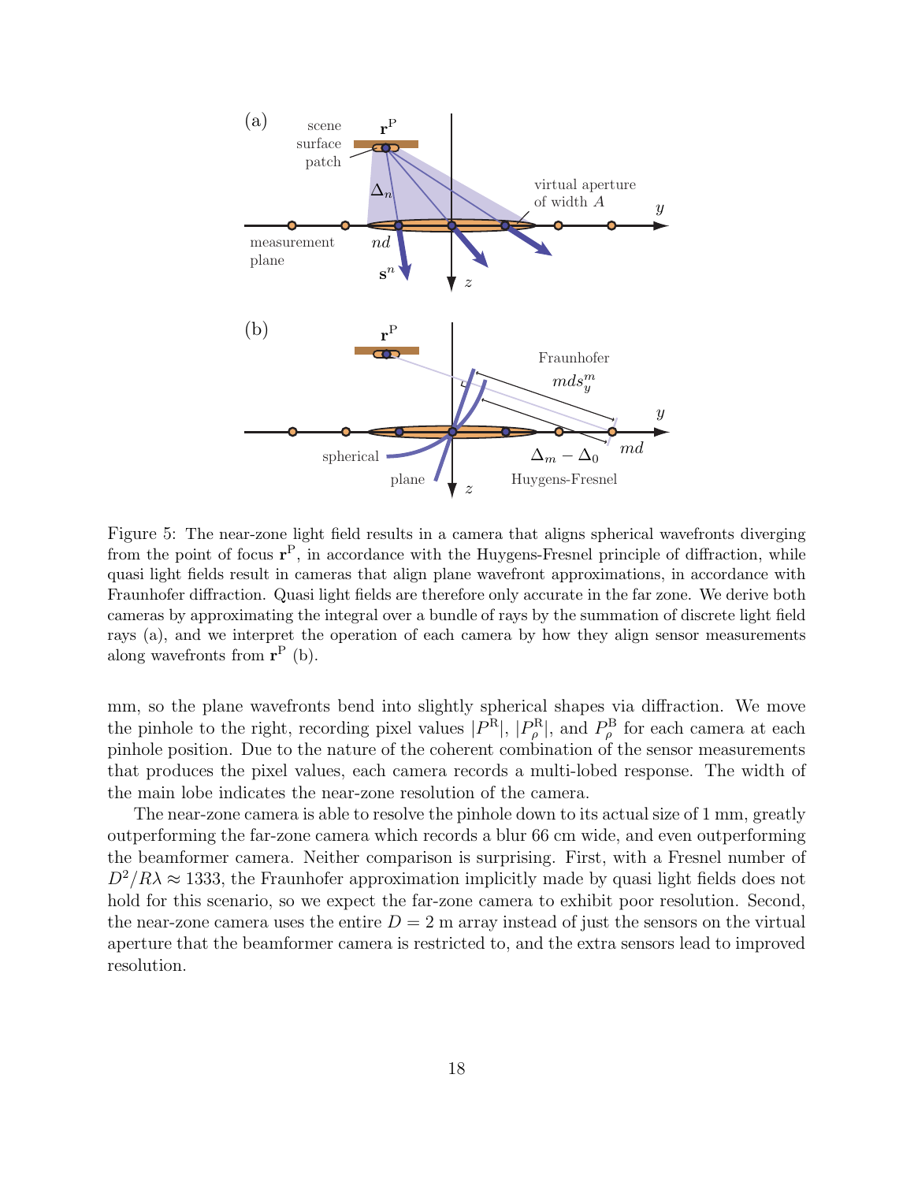Figure 5: The near-zone light field results in a camera that aligns spherical wavefronts diverging from the point of focus $\mathbf{r}^{\mathrm{P}}$, in accordance with the Huygens-Fresnel principle of diffraction, while quasi light fields result in cameras that align plane wavefront approximations, in accordance with Fraunhofer diffraction. Quasi light fields are therefore only accurate in the far zone. We derive both cameras by approximating the integral over a bundle of rays by the summation of discrete light field rays (a), and we interpret the operation of each camera by how they align sensor measurements along wavefronts from $\mathbf{r}^{\mathrm{P}}$ (b).

mm, so the plane wavefronts bend into slightly spherical shapes via diffraction. We move the pinhole to the right, recording pixel values $|P^{\mathrm{R}}|$, $|P^{\mathrm{R}}_{\rho}|$, and $P^{\mathrm{B}}_{\rho}$ for each camera at each pinhole position. Due to the nature of the coherent combination of the sensor measurements that produces the pixel values, each camera records a multi-lobed response. The width of the main lobe indicates the near-zone resolution of the camera.

The near-zone camera is able to resolve the pinhole down to its actual size of 1 mm, greatly outperforming the far-zone camera which records a blur 66 cm wide, and even outperforming the beamformer camera. Neither comparison is surprising. First, with a Fresnel number of $D^2/R\lambda \approx 1333$, the Fraunhofer approximation implicitly made by quasi light fields does not hold for this scenario, so we expect the far-zone camera to exhibit poor resolution. Second, the near-zone camera uses the entire $D = 2$ m array instead of just the sensors on the virtual aperture that the beamformer camera is restricted to, and the extra sensors lead to improved resolution.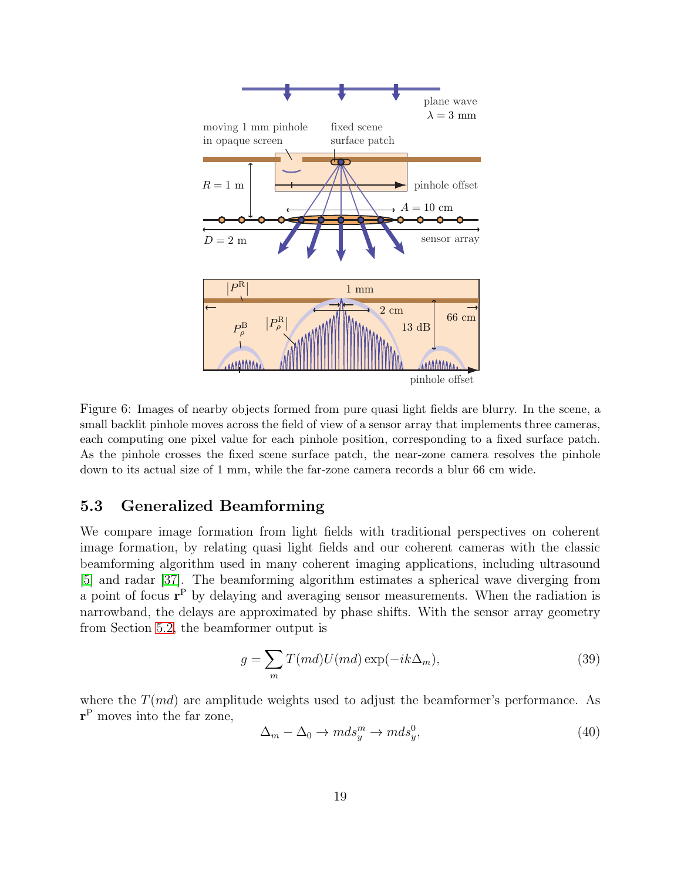Figure 6: Images of nearby objects formed from pure quasi light fields are blurry. In the scene, a small backlit pinhole moves across the field of view of a sensor array that implements three cameras, each computing one pixel value for each pinhole position, corresponding to a fixed surface patch. As the pinhole crosses the fixed scene surface patch, the near-zone camera resolves the pinhole down to its actual size of 1 mm, while the far-zone camera records a blur 66 cm wide.

### 5.3 Generalized Beamforming

We compare image formation from light fields with traditional perspectives on coherent image formation, by relating quasi light fields and our coherent cameras with the classic beamforming algorithm used in many coherent imaging applications, including ultrasound [5] and radar [37]. The beamforming algorithm estimates a spherical wave diverging from a point of focus $\mathbf{r}^{\mathrm{P}}$ by delaying and averaging sensor measurements. When the radiation is narrowband, the delays are approximated by phase shifts. With the sensor array geometry from Section 5.2, the beamformer output is

$$g = \sum_{m} T(md)U(md)\exp(-ik\Delta_m), \tag{39}$$

where the $T(md)$ are amplitude weights used to adjust the beamformer's performance. As $\mathbf{r}^{\mathrm{P}}$ moves into the far zone,

$$\Delta_m - \Delta_0 \to mds_y^m \to mds_y^0, \tag{40}$$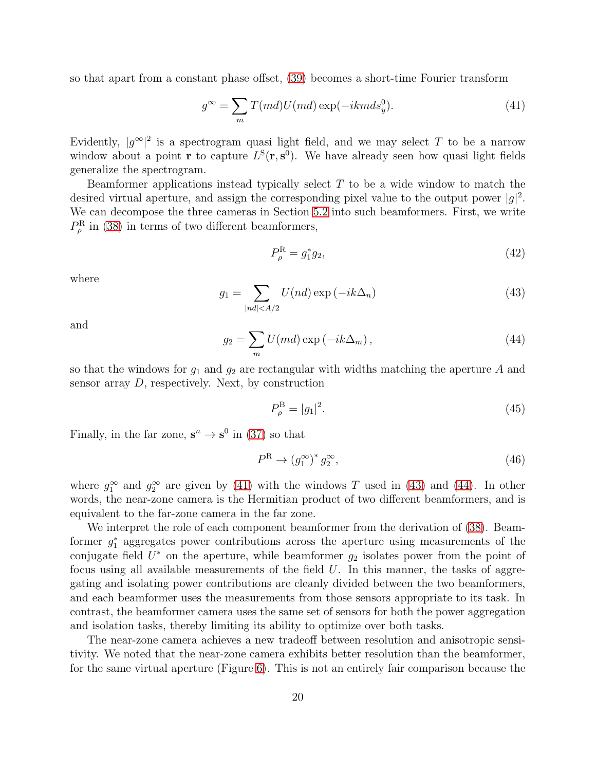so that apart from a constant phase offset, (39) becomes a short-time Fourier transform

$$g^{\infty} = \sum_{m} T(md)U(md)\exp(-ikmds_y^0). \tag{41}$$

Evidently, $|g^{\infty}|^2$ is a spectrogram quasi light field, and we may select $T$ to be a narrow window about a point $\mathbf{r}$ to capture $L^{\mathrm{S}}(\mathbf{r}, \mathbf{s}^0)$. We have already seen how quasi light fields generalize the spectrogram.

Beamformer applications instead typically select $T$ to be a wide window to match the desired virtual aperture, and assign the corresponding pixel value to the output power $|g|^2$. We can decompose the three cameras in Section 5.2 into such beamformers. First, we write $P_{\rho}^{\mathrm{R}}$ in (38) in terms of two different beamformers,

$$P_{\rho}^{\mathrm{R}} = g_1^* g_2, \tag{42}$$

where

$$g_1 = \sum_{|nd|<A/2} U(nd)\exp\left(-ik\Delta_n\right) \tag{43}$$

and

$$g_2 = \sum_{m} U(md)\exp\left(-ik\Delta_m\right), \tag{44}$$

so that the windows for $g_1$ and $g_2$ are rectangular with widths matching the aperture $A$ and sensor array $D$, respectively. Next, by construction

$$P_{\rho}^{\mathrm{B}} = |g_1|^2. \tag{45}$$

Finally, in the far zone, $\mathbf{s}^n \to \mathbf{s}^0$ in (37) so that

$$P^{\mathrm{R}} \to \left(g_1^{\infty}\right)^* g_2^{\infty}, \tag{46}$$

where $g_1^{\infty}$ and $g_2^{\infty}$ are given by (41) with the windows $T$ used in (43) and (44). In other words, the near-zone camera is the Hermitian product of two different beamformers, and is equivalent to the far-zone camera in the far zone.

We interpret the role of each component beamformer from the derivation of (38). Beamformer $g_1^*$ aggregates power contributions across the aperture using measurements of the conjugate field $U^*$ on the aperture, while beamformer $g_2$ isolates power from the point of focus using all available measurements of the field $U$. In this manner, the tasks of aggregating and isolating power contributions are cleanly divided between the two beamformers, and each beamformer uses the measurements from those sensors appropriate to its task. In contrast, the beamformer camera uses the same set of sensors for both the power aggregation and isolation tasks, thereby limiting its ability to optimize over both tasks.

The near-zone camera achieves a new tradeoff between resolution and anisotropic sensitivity. We noted that the near-zone camera exhibits better resolution than the beamformer, for the same virtual aperture (Figure 6). This is not an entirely fair comparison because the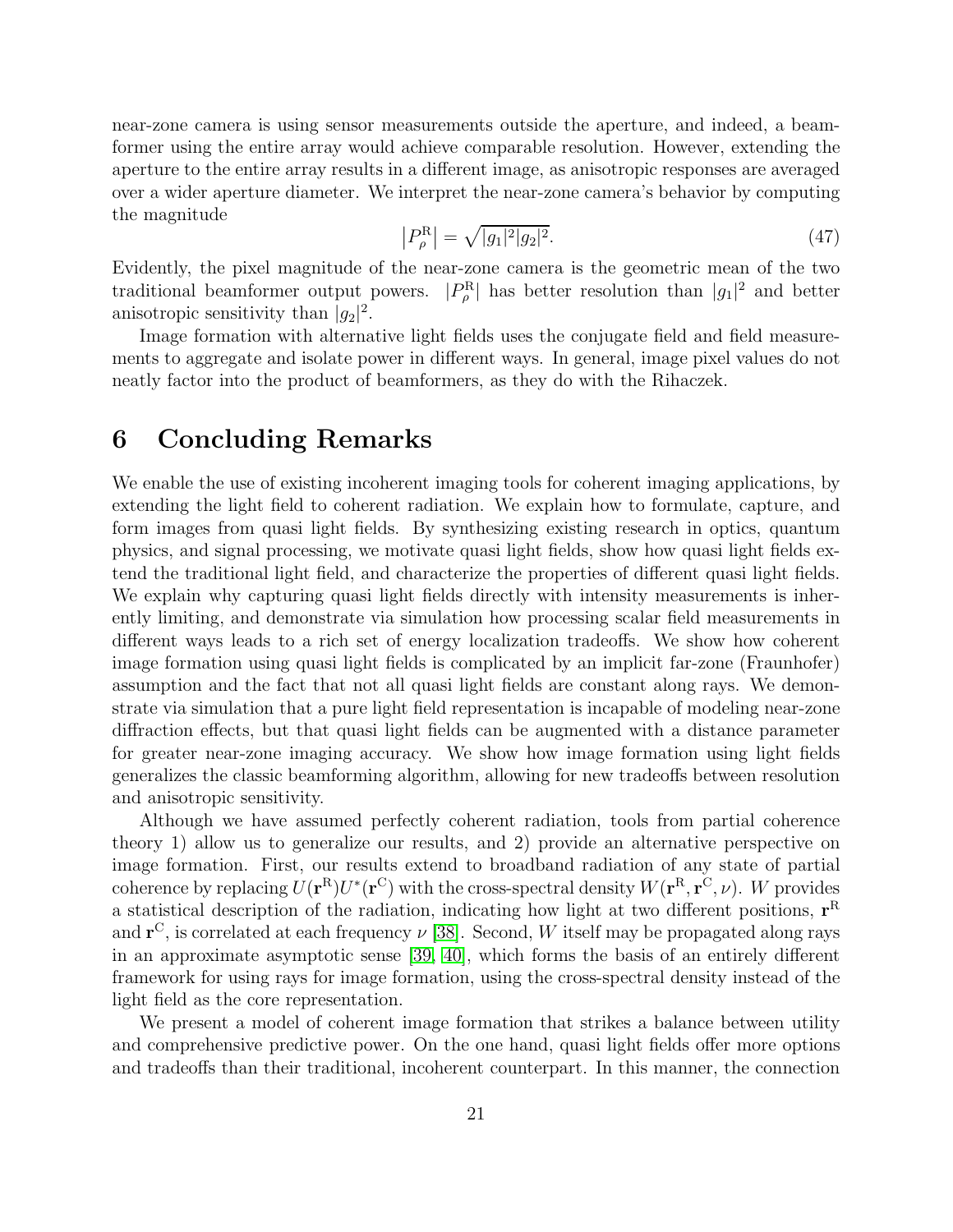near-zone camera is using sensor measurements outside the aperture, and indeed, a beamformer using the entire array would achieve comparable resolution. However, extending the aperture to the entire array results in a different image, as anisotropic responses are averaged over a wider aperture diameter. We interpret the near-zone camera's behavior by computing the magnitude

$$\left|P_{\rho}^{\mathrm{R}}\right| = \sqrt{|g_1|^2 |g_2|^2}. \tag{47}$$

Evidently, the pixel magnitude of the near-zone camera is the geometric mean of the two traditional beamformer output powers. $|P_{\rho}^{\mathrm{R}}|$ has better resolution than $|g_1|^2$ and better anisotropic sensitivity than $|g_2|^2$.

Image formation with alternative light fields uses the conjugate field and field measurements to aggregate and isolate power in different ways. In general, image pixel values do not neatly factor into the product of beamformers, as they do with the Rihaczek.

# 6 Concluding Remarks

We enable the use of existing incoherent imaging tools for coherent imaging applications, by extending the light field to coherent radiation. We explain how to formulate, capture, and form images from quasi light fields. By synthesizing existing research in optics, quantum physics, and signal processing, we motivate quasi light fields, show how quasi light fields extend the traditional light field, and characterize the properties of different quasi light fields. We explain why capturing quasi light fields directly with intensity measurements is inherently limiting, and demonstrate via simulation how processing scalar field measurements in different ways leads to a rich set of energy localization tradeoffs. We show how coherent image formation using quasi light fields is complicated by an implicit far-zone (Fraunhofer) assumption and the fact that not all quasi light fields are constant along rays. We demonstrate via simulation that a pure light field representation is incapable of modeling near-zone diffraction effects, but that quasi light fields can be augmented with a distance parameter for greater near-zone imaging accuracy. We show how image formation using light fields generalizes the classic beamforming algorithm, allowing for new tradeoffs between resolution and anisotropic sensitivity.

Although we have assumed perfectly coherent radiation, tools from partial coherence theory 1) allow us to generalize our results, and 2) provide an alternative perspective on image formation. First, our results extend to broadband radiation of any state of partial coherence by replacing $U(\mathbf{r}^{\mathrm{R}})U^*(\mathbf{r}^{\mathrm{C}})$ with the cross-spectral density $W(\mathbf{r}^{\mathrm{R}}, \mathbf{r}^{\mathrm{C}}, \nu)$. $W$ provides a statistical description of the radiation, indicating how light at two different positions, $\mathbf{r}^{\mathrm{R}}$ and $\mathbf{r}^{\mathrm{C}}$, is correlated at each frequency $\nu$ [38]. Second, $W$ itself may be propagated along rays in an approximate asymptotic sense [39, 40], which forms the basis of an entirely different framework for using rays for image formation, using the cross-spectral density instead of the light field as the core representation.

We present a model of coherent image formation that strikes a balance between utility and comprehensive predictive power. On the one hand, quasi light fields offer more options and tradeoffs than their traditional, incoherent counterpart. In this manner, the connection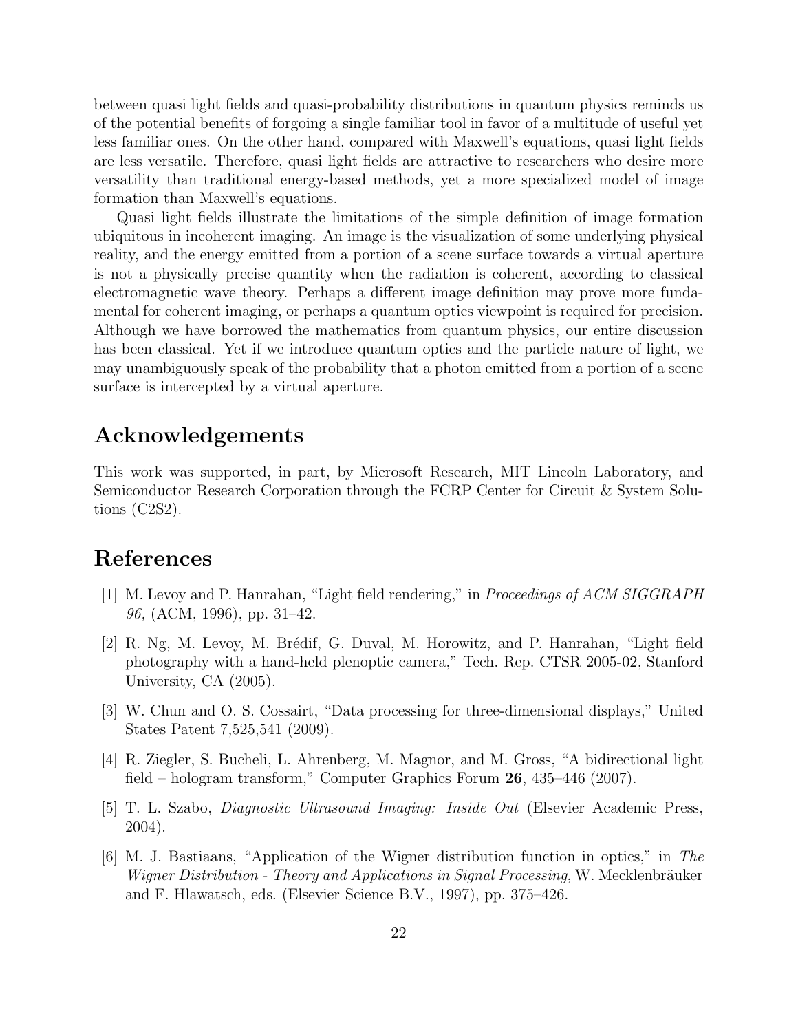between quasi light fields and quasi-probability distributions in quantum physics reminds us of the potential benefits of forgoing a single familiar tool in favor of a multitude of useful yet less familiar ones. On the other hand, compared with Maxwell's equations, quasi light fields are less versatile. Therefore, quasi light fields are attractive to researchers who desire more versatility than traditional energy-based methods, yet a more specialized model of image formation than Maxwell's equations.

Quasi light fields illustrate the limitations of the simple definition of image formation ubiquitous in incoherent imaging. An image is the visualization of some underlying physical reality, and the energy emitted from a portion of a scene surface towards a virtual aperture is not a physically precise quantity when the radiation is coherent, according to classical electromagnetic wave theory. Perhaps a different image definition may prove more fundamental for coherent imaging, or perhaps a quantum optics viewpoint is required for precision. Although we have borrowed the mathematics from quantum physics, our entire discussion has been classical. Yet if we introduce quantum optics and the particle nature of light, we may unambiguously speak of the probability that a photon emitted from a portion of a scene surface is intercepted by a virtual aperture.

## Acknowledgements

This work was supported, in part, by Microsoft Research, MIT Lincoln Laboratory, and Semiconductor Research Corporation through the FCRP Center for Circuit & System Solutions (C2S2).

## References

[1] M. Levoy and P. Hanrahan, "Light field rendering," in *Proceedings of ACM SIGGRAPH 96,* (ACM, 1996), pp. 31–42.

[2] R. Ng, M. Levoy, M. Brédif, G. Duval, M. Horowitz, and P. Hanrahan, "Light field photography with a hand-held plenoptic camera," Tech. Rep. CTSR 2005-02, Stanford University, CA (2005).

[3] W. Chun and O. S. Cossairt, "Data processing for three-dimensional displays," United States Patent 7,525,541 (2009).

[4] R. Ziegler, S. Bucheli, L. Ahrenberg, M. Magnor, and M. Gross, "A bidirectional light field – hologram transform," Computer Graphics Forum **26**, 435–446 (2007).

[5] T. L. Szabo, *Diagnostic Ultrasound Imaging: Inside Out* (Elsevier Academic Press, 2004).

[6] M. J. Bastiaans, "Application of the Wigner distribution function in optics," in *The Wigner Distribution - Theory and Applications in Signal Processing*, W. Mecklenbräuker and F. Hlawatsch, eds. (Elsevier Science B.V., 1997), pp. 375–426.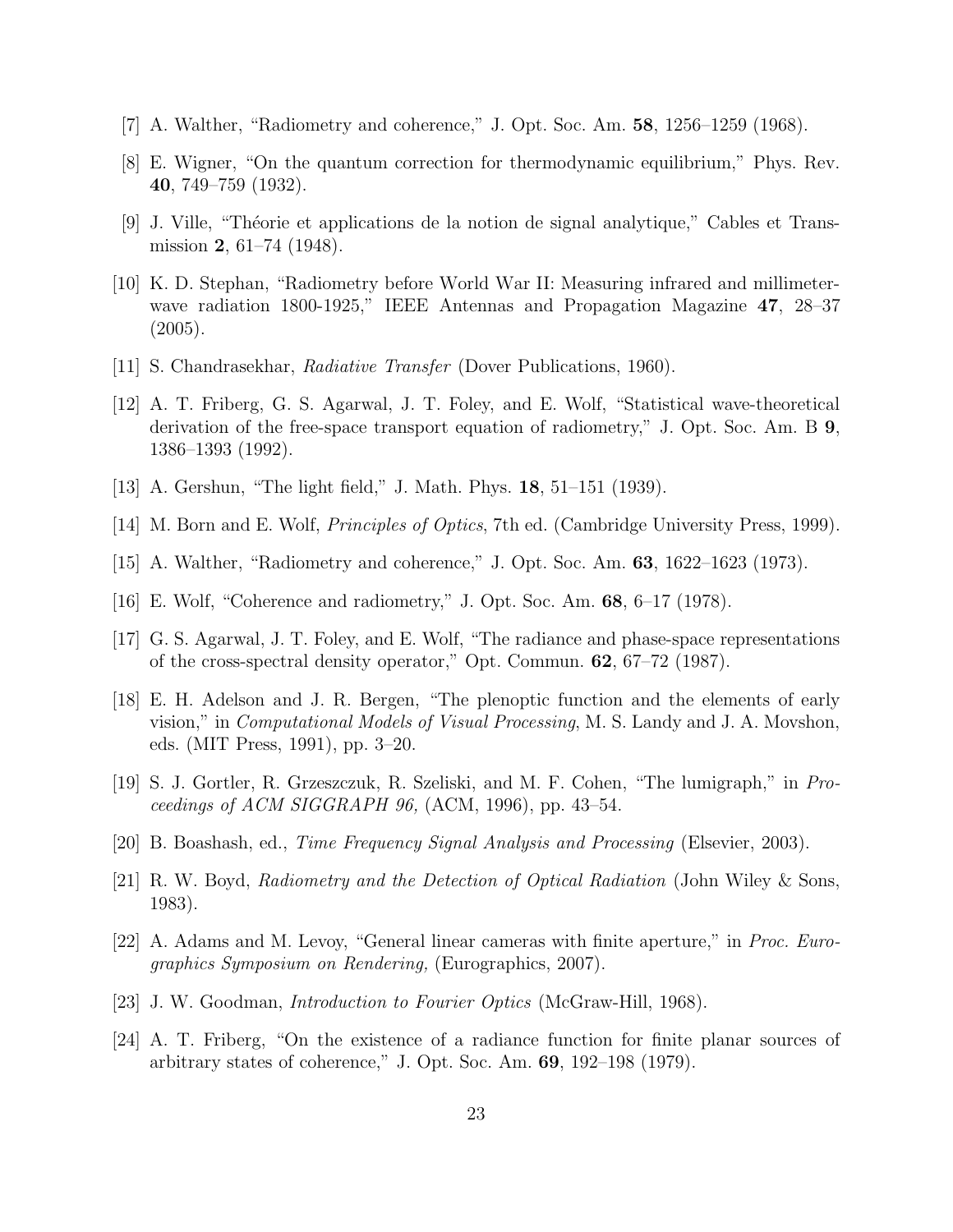[7] A. Walther, "Radiometry and coherence," J. Opt. Soc. Am. **58**, 1256–1259 (1968).

[8] E. Wigner, "On the quantum correction for thermodynamic equilibrium," Phys. Rev. **40**, 749–759 (1932).

[9] J. Ville, "Théorie et applications de la notion de signal analytique," Cables et Transmission **2**, 61–74 (1948).

[10] K. D. Stephan, "Radiometry before World War II: Measuring infrared and millimeter-wave radiation 1800-1925," IEEE Antennas and Propagation Magazine **47**, 28–37 (2005).

[11] S. Chandrasekhar, *Radiative Transfer* (Dover Publications, 1960).

[12] A. T. Friberg, G. S. Agarwal, J. T. Foley, and E. Wolf, "Statistical wave-theoretical derivation of the free-space transport equation of radiometry," J. Opt. Soc. Am. B **9**, 1386–1393 (1992).

[13] A. Gershun, "The light field," J. Math. Phys. **18**, 51–151 (1939).

[14] M. Born and E. Wolf, *Principles of Optics*, 7th ed. (Cambridge University Press, 1999).

[15] A. Walther, "Radiometry and coherence," J. Opt. Soc. Am. **63**, 1622–1623 (1973).

[16] E. Wolf, "Coherence and radiometry," J. Opt. Soc. Am. **68**, 6–17 (1978).

[17] G. S. Agarwal, J. T. Foley, and E. Wolf, "The radiance and phase-space representations of the cross-spectral density operator," Opt. Commun. **62**, 67–72 (1987).

[18] E. H. Adelson and J. R. Bergen, "The plenoptic function and the elements of early vision," in *Computational Models of Visual Processing*, M. S. Landy and J. A. Movshon, eds. (MIT Press, 1991), pp. 3–20.

[19] S. J. Gortler, R. Grzeszczuk, R. Szeliski, and M. F. Cohen, "The lumigraph," in *Proceedings of ACM SIGGRAPH 96,* (ACM, 1996), pp. 43–54.

[20] B. Boashash, ed., *Time Frequency Signal Analysis and Processing* (Elsevier, 2003).

[21] R. W. Boyd, *Radiometry and the Detection of Optical Radiation* (John Wiley & Sons, 1983).

[22] A. Adams and M. Levoy, "General linear cameras with finite aperture," in *Proc. Eurographics Symposium on Rendering,* (Eurographics, 2007).

[23] J. W. Goodman, *Introduction to Fourier Optics* (McGraw-Hill, 1968).

[24] A. T. Friberg, "On the existence of a radiance function for finite planar sources of arbitrary states of coherence," J. Opt. Soc. Am. **69**, 192–198 (1979).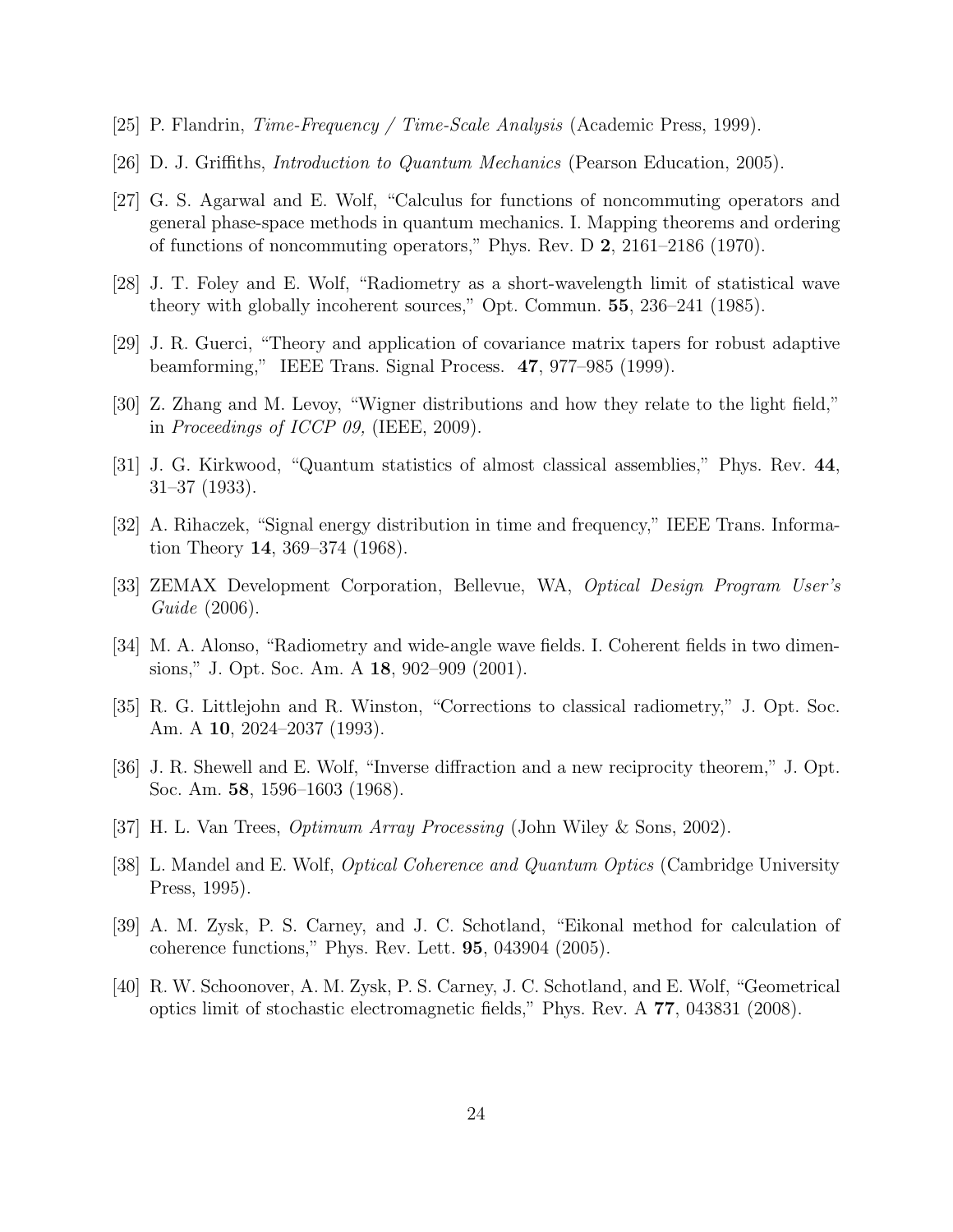[25] P. Flandrin, *Time-Frequency / Time-Scale Analysis* (Academic Press, 1999).

[26] D. J. Griffiths, *Introduction to Quantum Mechanics* (Pearson Education, 2005).

[27] G. S. Agarwal and E. Wolf, "Calculus for functions of noncommuting operators and general phase-space methods in quantum mechanics. I. Mapping theorems and ordering of functions of noncommuting operators," Phys. Rev. D **2**, 2161–2186 (1970).

[28] J. T. Foley and E. Wolf, "Radiometry as a short-wavelength limit of statistical wave theory with globally incoherent sources," Opt. Commun. **55**, 236–241 (1985).

[29] J. R. Guerci, "Theory and application of covariance matrix tapers for robust adaptive beamforming," IEEE Trans. Signal Process. **47**, 977–985 (1999).

[30] Z. Zhang and M. Levoy, "Wigner distributions and how they relate to the light field," in *Proceedings of ICCP 09,* (IEEE, 2009).

[31] J. G. Kirkwood, "Quantum statistics of almost classical assemblies," Phys. Rev. **44**, 31–37 (1933).

[32] A. Rihaczek, "Signal energy distribution in time and frequency," IEEE Trans. Information Theory **14**, 369–374 (1968).

[33] ZEMAX Development Corporation, Bellevue, WA, *Optical Design Program User's Guide* (2006).

[34] M. A. Alonso, "Radiometry and wide-angle wave fields. I. Coherent fields in two dimensions," J. Opt. Soc. Am. A **18**, 902–909 (2001).

[35] R. G. Littlejohn and R. Winston, "Corrections to classical radiometry," J. Opt. Soc. Am. A **10**, 2024–2037 (1993).

[36] J. R. Shewell and E. Wolf, "Inverse diffraction and a new reciprocity theorem," J. Opt. Soc. Am. **58**, 1596–1603 (1968).

[37] H. L. Van Trees, *Optimum Array Processing* (John Wiley & Sons, 2002).

[38] L. Mandel and E. Wolf, *Optical Coherence and Quantum Optics* (Cambridge University Press, 1995).

[39] A. M. Zysk, P. S. Carney, and J. C. Schotland, "Eikonal method for calculation of coherence functions," Phys. Rev. Lett. **95**, 043904 (2005).

[40] R. W. Schoonover, A. M. Zysk, P. S. Carney, J. C. Schotland, and E. Wolf, "Geometrical optics limit of stochastic electromagnetic fields," Phys. Rev. A **77**, 043831 (2008).